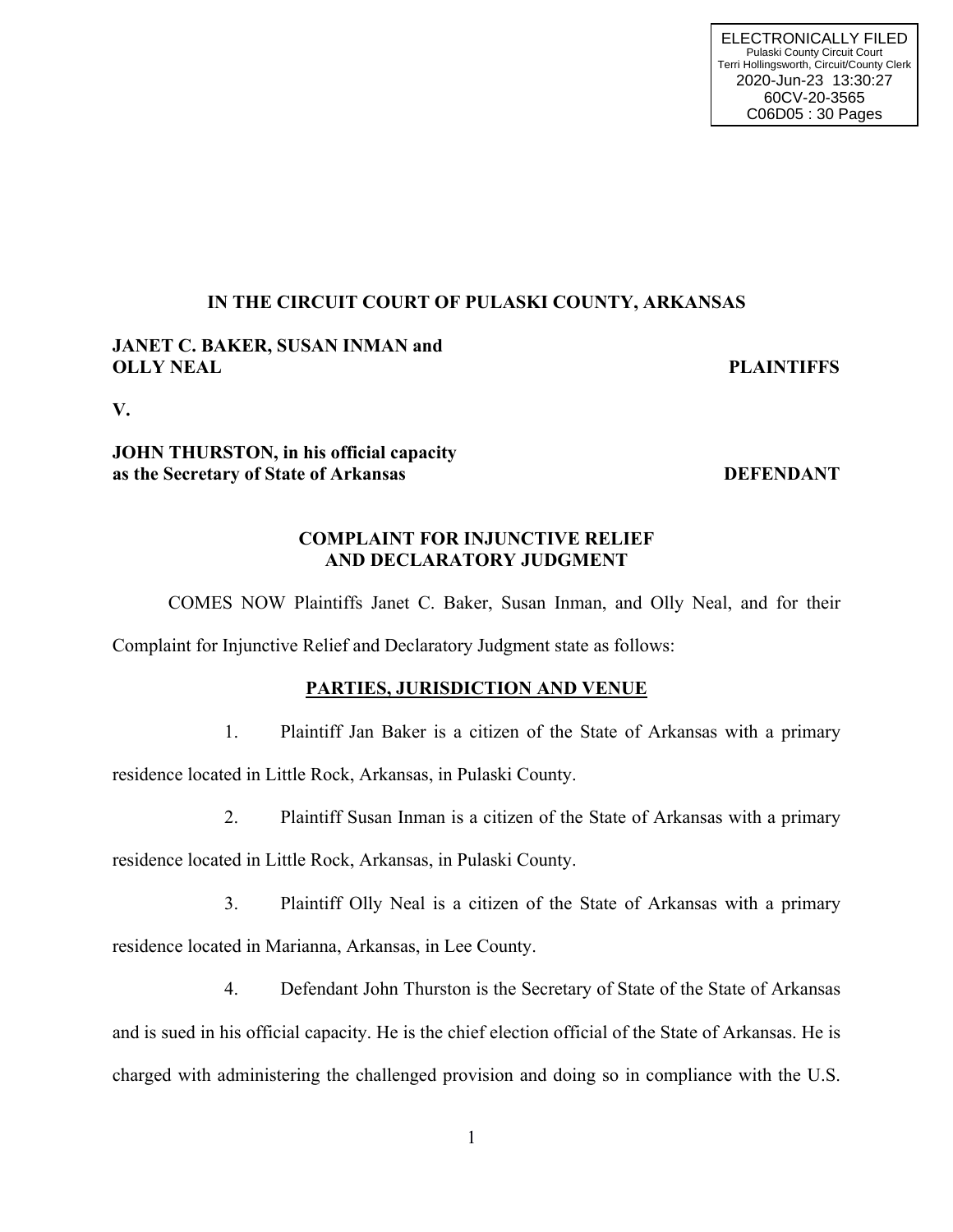ELECTRONICALLY FILED
Pulaski County Circuit Court
Terri Hollingsworth, Circuit/County Clerk
2020-Jun-23 13:30:27
60CV-20-3565
C06D05 : 30 Pages

**IN THE CIRCUIT COURT OF PULASKI COUNTY, ARKANSAS**

**JANET C. BAKER, SUSAN INMAN and OLLY NEAL** — **PLAINTIFFS**

**V.**

**JOHN THURSTON, in his official capacity as the Secretary of State of Arkansas** — **DEFENDANT**

## COMPLAINT FOR INJUNCTIVE RELIEF AND DECLARATORY JUDGMENT

COMES NOW Plaintiffs Janet C. Baker, Susan Inman, and Olly Neal, and for their Complaint for Injunctive Relief and Declaratory Judgment state as follows:

### PARTIES, JURISDICTION AND VENUE

1. Plaintiff Jan Baker is a citizen of the State of Arkansas with a primary residence located in Little Rock, Arkansas, in Pulaski County.

2. Plaintiff Susan Inman is a citizen of the State of Arkansas with a primary residence located in Little Rock, Arkansas, in Pulaski County.

3. Plaintiff Olly Neal is a citizen of the State of Arkansas with a primary residence located in Marianna, Arkansas, in Lee County.

4. Defendant John Thurston is the Secretary of State of the State of Arkansas and is sued in his official capacity. He is the chief election official of the State of Arkansas. He is charged with administering the challenged provision and doing so in compliance with the U.S.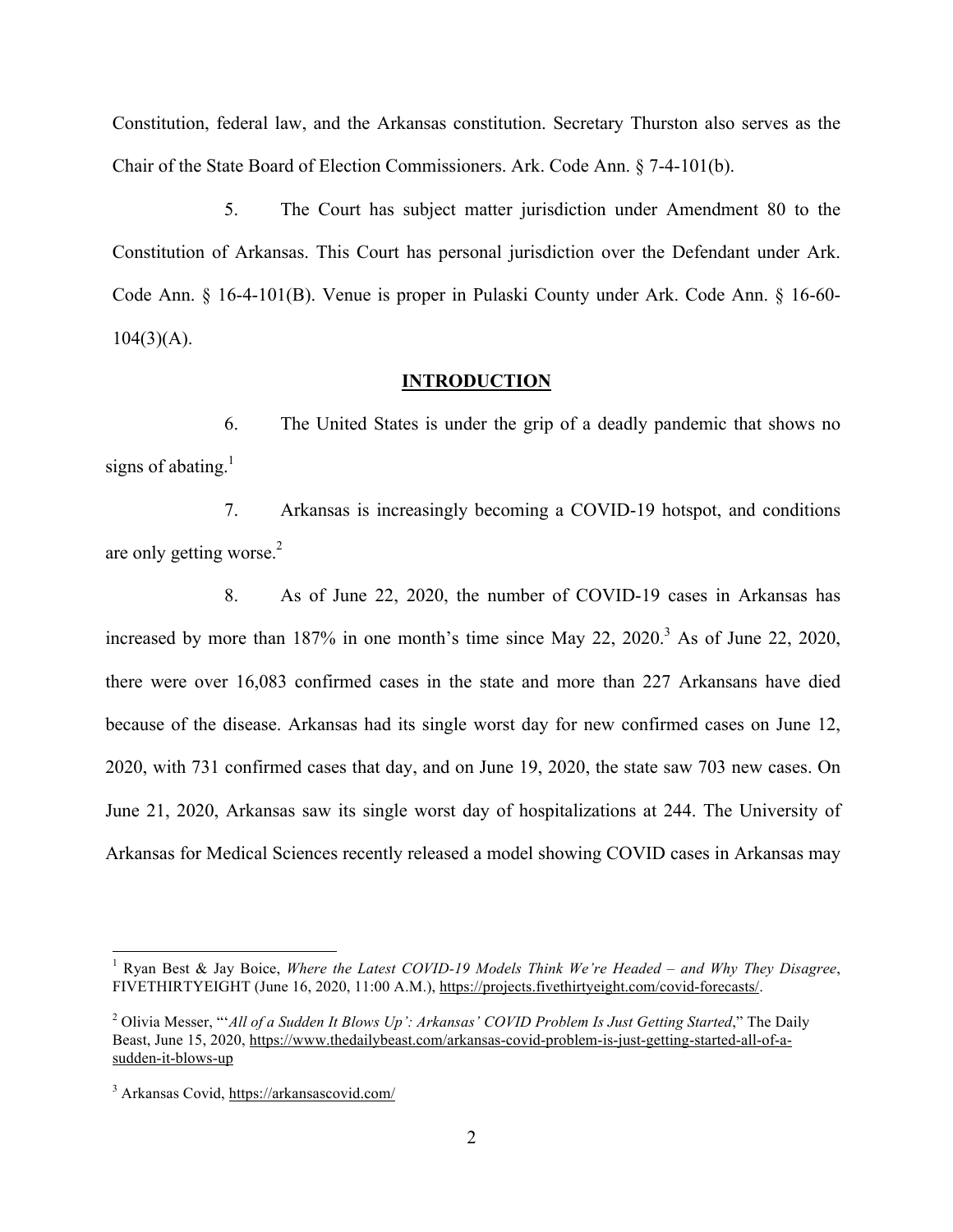Constitution, federal law, and the Arkansas constitution. Secretary Thurston also serves as the Chair of the State Board of Election Commissioners. Ark. Code Ann. § 7-4-101(b).

5. The Court has subject matter jurisdiction under Amendment 80 to the Constitution of Arkansas. This Court has personal jurisdiction over the Defendant under Ark. Code Ann. § 16-4-101(B). Venue is proper in Pulaski County under Ark. Code Ann. § 16-60-104(3)(A).

## **INTRODUCTION**

6. The United States is under the grip of a deadly pandemic that shows no signs of abating.[1]

7. Arkansas is increasingly becoming a COVID-19 hotspot, and conditions are only getting worse.[2]

8. As of June 22, 2020, the number of COVID-19 cases in Arkansas has increased by more than 187% in one month's time since May 22, 2020.[3] As of June 22, 2020, there were over 16,083 confirmed cases in the state and more than 227 Arkansans have died because of the disease. Arkansas had its single worst day for new confirmed cases on June 12, 2020, with 731 confirmed cases that day, and on June 19, 2020, the state saw 703 new cases. On June 21, 2020, Arkansas saw its single worst day of hospitalizations at 244. The University of Arkansas for Medical Sciences recently released a model showing COVID cases in Arkansas may

---

[1] Ryan Best & Jay Boice, *Where the Latest COVID-19 Models Think We're Headed – and Why They Disagree*, FIVETHIRTYEIGHT (June 16, 2020, 11:00 A.M.), https://projects.fivethirtyeight.com/covid-forecasts/.

[2] Olivia Messer, "'*All of a Sudden It Blows Up': Arkansas' COVID Problem Is Just Getting Started*," The Daily Beast, June 15, 2020, https://www.thedailybeast.com/arkansas-covid-problem-is-just-getting-started-all-of-a-sudden-it-blows-up

[3] Arkansas Covid, https://arkansascovid.com/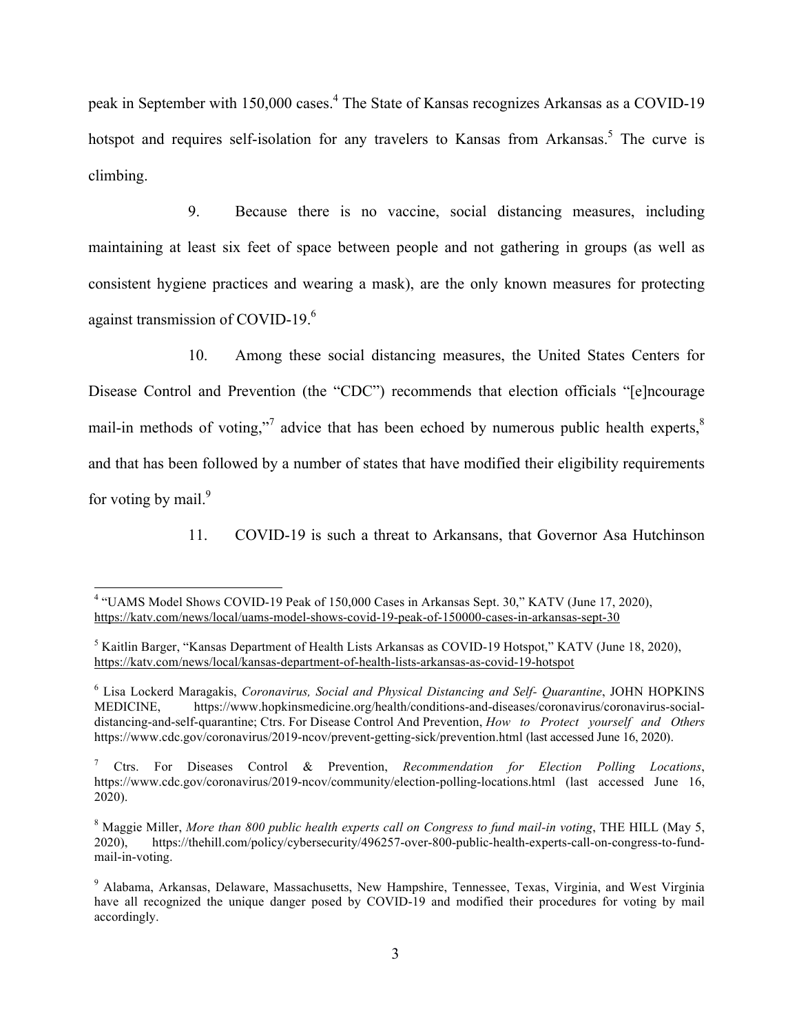peak in September with 150,000 cases.[4] The State of Kansas recognizes Arkansas as a COVID-19 hotspot and requires self-isolation for any travelers to Kansas from Arkansas.[5] The curve is climbing.

9. Because there is no vaccine, social distancing measures, including maintaining at least six feet of space between people and not gathering in groups (as well as consistent hygiene practices and wearing a mask), are the only known measures for protecting against transmission of COVID-19.[6]

10. Among these social distancing measures, the United States Centers for Disease Control and Prevention (the "CDC") recommends that election officials "[e]ncourage mail-in methods of voting,"[7] advice that has been echoed by numerous public health experts,[8] and that has been followed by a number of states that have modified their eligibility requirements for voting by mail.[9]

11. COVID-19 is such a threat to Arkansans, that Governor Asa Hutchinson

---

[4] "UAMS Model Shows COVID-19 Peak of 150,000 Cases in Arkansas Sept. 30," KATV (June 17, 2020), https://katv.com/news/local/uams-model-shows-covid-19-peak-of-150000-cases-in-arkansas-sept-30

[5] Kaitlin Barger, "Kansas Department of Health Lists Arkansas as COVID-19 Hotspot," KATV (June 18, 2020), https://katv.com/news/local/kansas-department-of-health-lists-arkansas-as-covid-19-hotspot

[6] Lisa Lockerd Maragakis, *Coronavirus, Social and Physical Distancing and Self- Quarantine*, JOHN HOPKINS MEDICINE, https://www.hopkinsmedicine.org/health/conditions-and-diseases/coronavirus/coronavirus-social-distancing-and-self-quarantine; Ctrs. For Disease Control And Prevention, *How to Protect yourself and Others* https://www.cdc.gov/coronavirus/2019-ncov/prevent-getting-sick/prevention.html (last accessed June 16, 2020).

[7] Ctrs. For Diseases Control & Prevention, *Recommendation for Election Polling Locations*, https://www.cdc.gov/coronavirus/2019-ncov/community/election-polling-locations.html (last accessed June 16, 2020).

[8] Maggie Miller, *More than 800 public health experts call on Congress to fund mail-in voting*, THE HILL (May 5, 2020), https://thehill.com/policy/cybersecurity/496257-over-800-public-health-experts-call-on-congress-to-fund-mail-in-voting.

[9] Alabama, Arkansas, Delaware, Massachusetts, New Hampshire, Tennessee, Texas, Virginia, and West Virginia have all recognized the unique danger posed by COVID-19 and modified their procedures for voting by mail accordingly.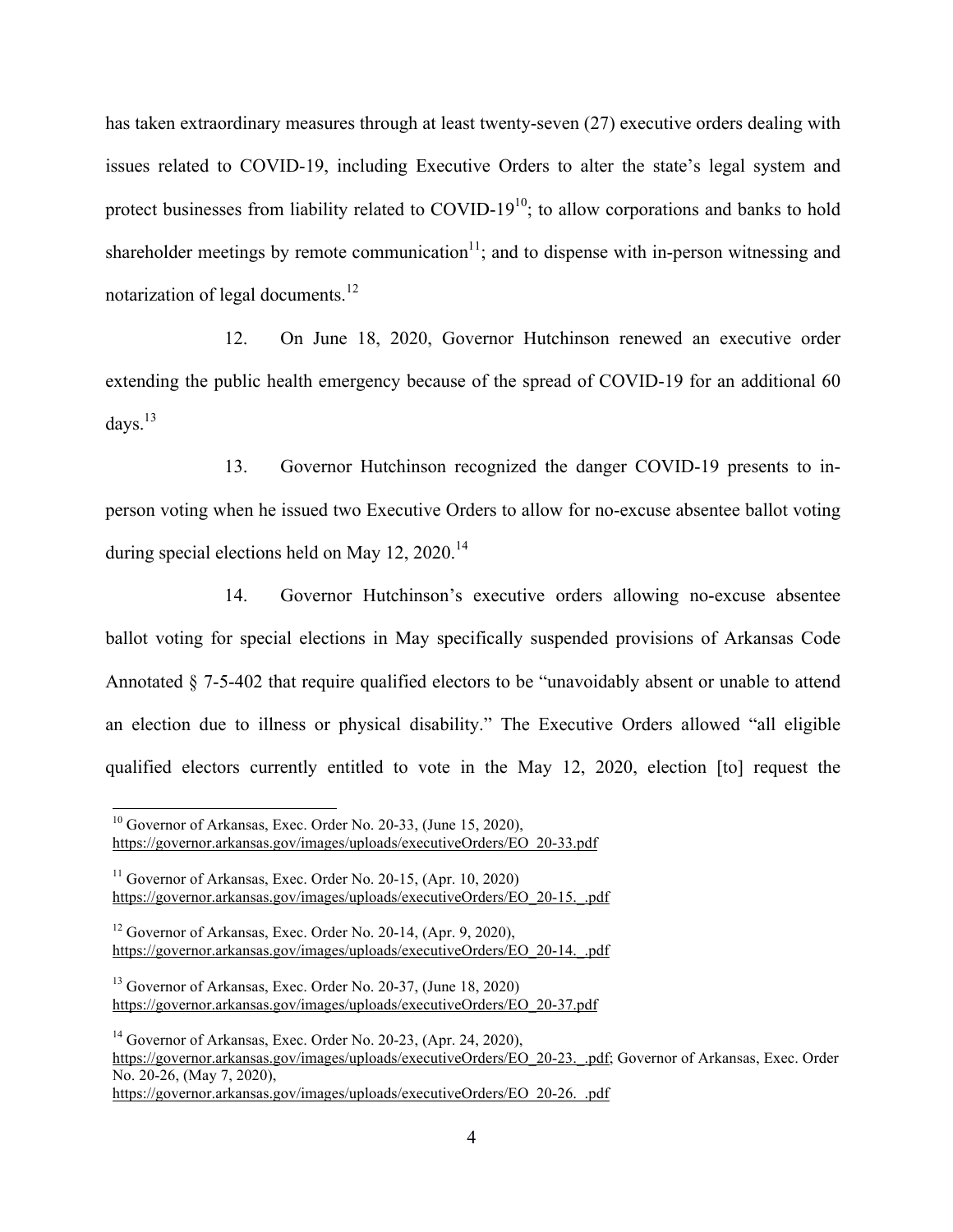has taken extraordinary measures through at least twenty-seven (27) executive orders dealing with issues related to COVID-19, including Executive Orders to alter the state's legal system and protect businesses from liability related to COVID-19[10]; to allow corporations and banks to hold shareholder meetings by remote communication[11]; and to dispense with in-person witnessing and notarization of legal documents.[12]

12. On June 18, 2020, Governor Hutchinson renewed an executive order extending the public health emergency because of the spread of COVID-19 for an additional 60 days.[13]

13. Governor Hutchinson recognized the danger COVID-19 presents to in-person voting when he issued two Executive Orders to allow for no-excuse absentee ballot voting during special elections held on May 12, 2020.[14]

14. Governor Hutchinson's executive orders allowing no-excuse absentee ballot voting for special elections in May specifically suspended provisions of Arkansas Code Annotated § 7-5-402 that require qualified electors to be "unavoidably absent or unable to attend an election due to illness or physical disability." The Executive Orders allowed "all eligible qualified electors currently entitled to vote in the May 12, 2020, election [to] request the

---

[10] Governor of Arkansas, Exec. Order No. 20-33, (June 15, 2020), https://governor.arkansas.gov/images/uploads/executiveOrders/EO_20-33.pdf

[11] Governor of Arkansas, Exec. Order No. 20-15, (Apr. 10, 2020) https://governor.arkansas.gov/images/uploads/executiveOrders/EO_20-15._.pdf

[12] Governor of Arkansas, Exec. Order No. 20-14, (Apr. 9, 2020), https://governor.arkansas.gov/images/uploads/executiveOrders/EO_20-14._.pdf

[13] Governor of Arkansas, Exec. Order No. 20-37, (June 18, 2020) https://governor.arkansas.gov/images/uploads/executiveOrders/EO_20-37.pdf

[14] Governor of Arkansas, Exec. Order No. 20-23, (Apr. 24, 2020), https://governor.arkansas.gov/images/uploads/executiveOrders/EO_20-23._.pdf; Governor of Arkansas, Exec. Order No. 20-26, (May 7, 2020), https://governor.arkansas.gov/images/uploads/executiveOrders/EO_20-26._.pdf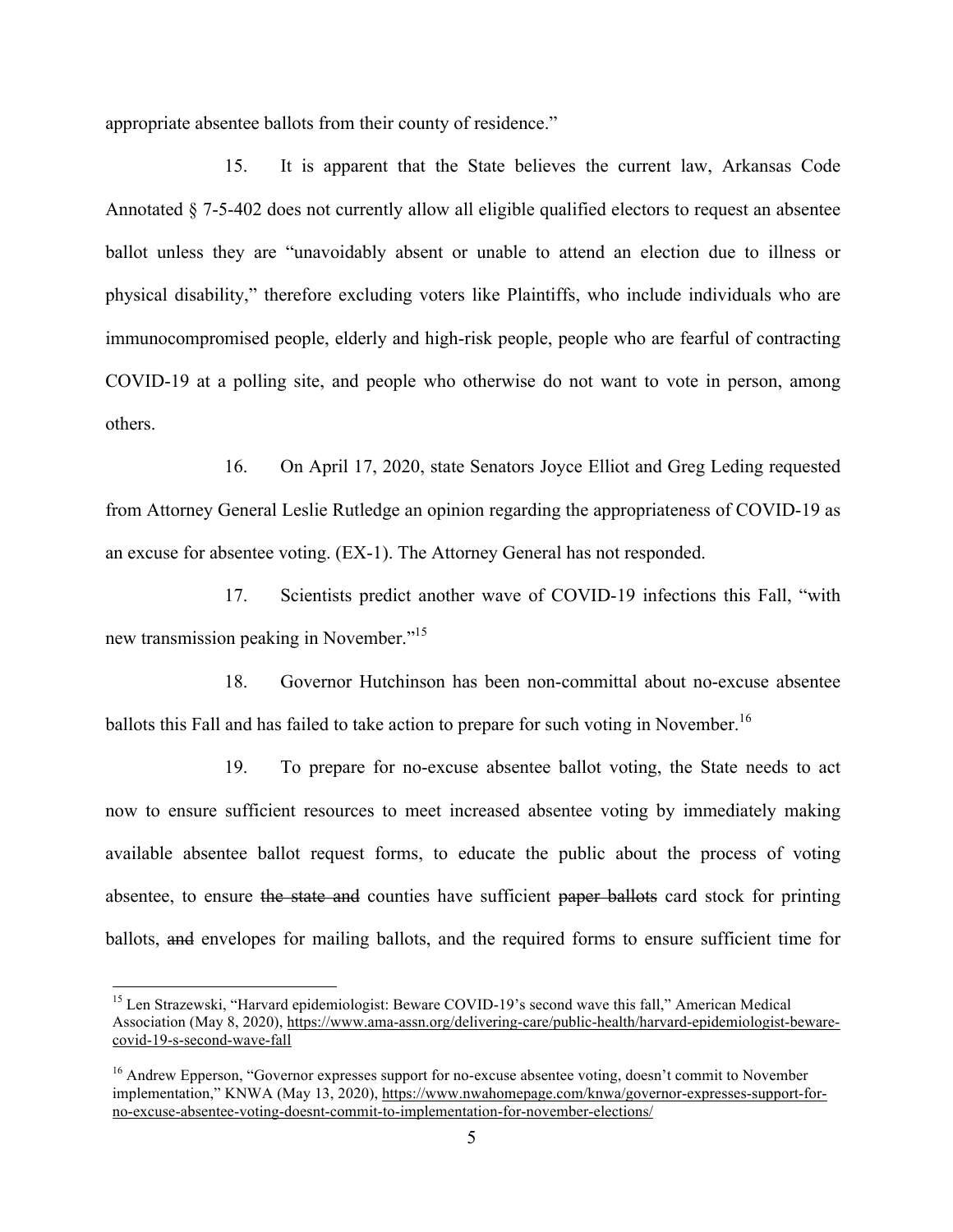appropriate absentee ballots from their county of residence."

15. It is apparent that the State believes the current law, Arkansas Code Annotated § 7-5-402 does not currently allow all eligible qualified electors to request an absentee ballot unless they are "unavoidably absent or unable to attend an election due to illness or physical disability," therefore excluding voters like Plaintiffs, who include individuals who are immunocompromised people, elderly and high-risk people, people who are fearful of contracting COVID-19 at a polling site, and people who otherwise do not want to vote in person, among others.

16. On April 17, 2020, state Senators Joyce Elliot and Greg Leding requested from Attorney General Leslie Rutledge an opinion regarding the appropriateness of COVID-19 as an excuse for absentee voting. (EX-1). The Attorney General has not responded.

17. Scientists predict another wave of COVID-19 infections this Fall, "with new transmission peaking in November."[15]

18. Governor Hutchinson has been non-committal about no-excuse absentee ballots this Fall and has failed to take action to prepare for such voting in November.[16]

19. To prepare for no-excuse absentee ballot voting, the State needs to act now to ensure sufficient resources to meet increased absentee voting by immediately making available absentee ballot request forms, to educate the public about the process of voting absentee, to ensure ~~the state and~~ counties have sufficient ~~paper ballots~~ card stock for printing ballots, ~~and~~ envelopes for mailing ballots, and the required forms to ensure sufficient time for

---

[15] Len Strazewski, "Harvard epidemiologist: Beware COVID-19's second wave this fall," American Medical Association (May 8, 2020), https://www.ama-assn.org/delivering-care/public-health/harvard-epidemiologist-beware-covid-19-s-second-wave-fall

[16] Andrew Epperson, "Governor expresses support for no-excuse absentee voting, doesn't commit to November implementation," KNWA (May 13, 2020), https://www.nwahomepage.com/knwa/governor-expresses-support-for-no-excuse-absentee-voting-doesnt-commit-to-implementation-for-november-elections/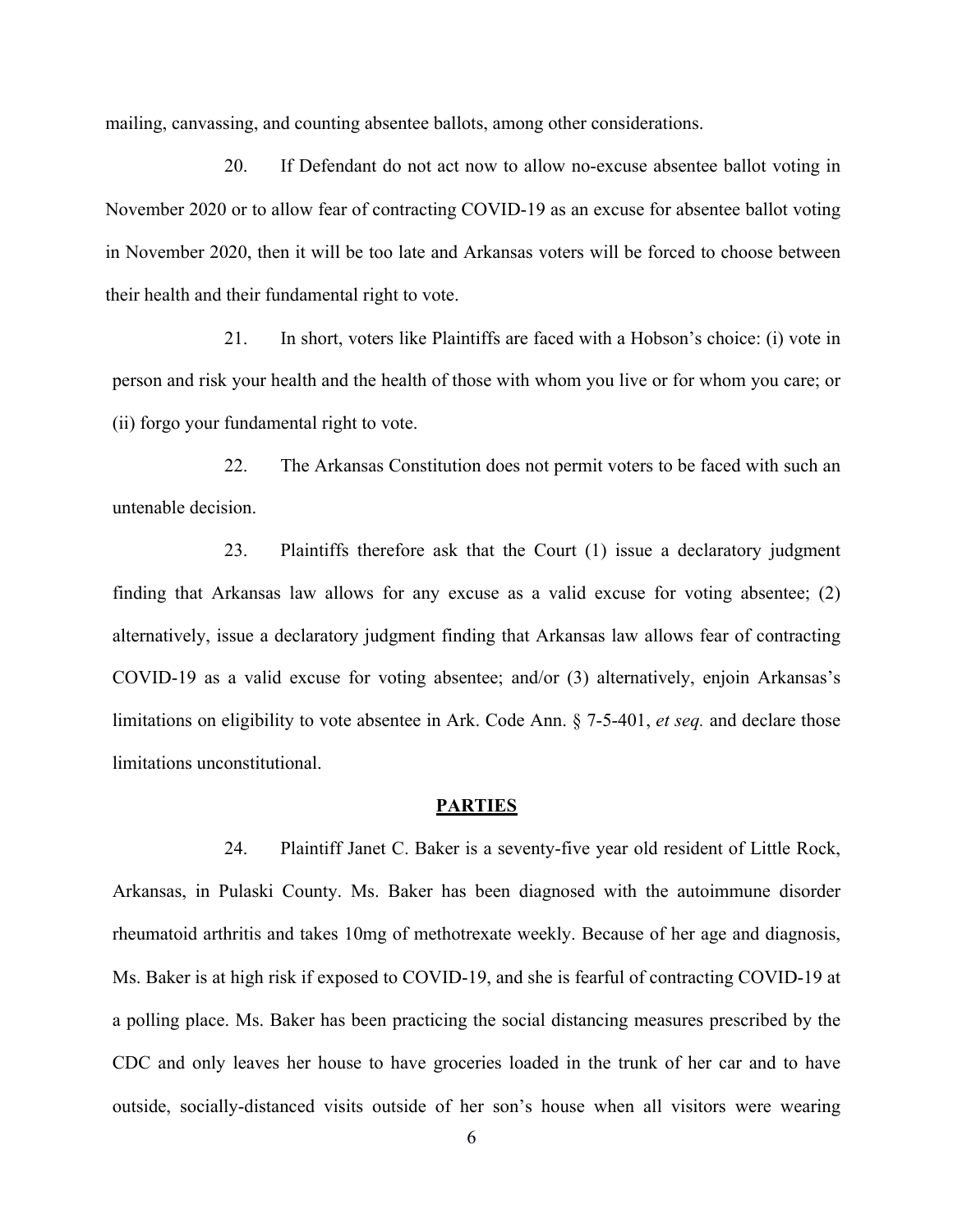mailing, canvassing, and counting absentee ballots, among other considerations.

20. If Defendant do not act now to allow no-excuse absentee ballot voting in November 2020 or to allow fear of contracting COVID-19 as an excuse for absentee ballot voting in November 2020, then it will be too late and Arkansas voters will be forced to choose between their health and their fundamental right to vote.

21. In short, voters like Plaintiffs are faced with a Hobson's choice: (i) vote in person and risk your health and the health of those with whom you live or for whom you care; or (ii) forgo your fundamental right to vote.

22. The Arkansas Constitution does not permit voters to be faced with such an untenable decision.

23. Plaintiffs therefore ask that the Court (1) issue a declaratory judgment finding that Arkansas law allows for any excuse as a valid excuse for voting absentee; (2) alternatively, issue a declaratory judgment finding that Arkansas law allows fear of contracting COVID-19 as a valid excuse for voting absentee; and/or (3) alternatively, enjoin Arkansas's limitations on eligibility to vote absentee in Ark. Code Ann. § 7-5-401, *et seq.* and declare those limitations unconstitutional.

## **PARTIES**

24. Plaintiff Janet C. Baker is a seventy-five year old resident of Little Rock, Arkansas, in Pulaski County. Ms. Baker has been diagnosed with the autoimmune disorder rheumatoid arthritis and takes 10mg of methotrexate weekly. Because of her age and diagnosis, Ms. Baker is at high risk if exposed to COVID-19, and she is fearful of contracting COVID-19 at a polling place. Ms. Baker has been practicing the social distancing measures prescribed by the CDC and only leaves her house to have groceries loaded in the trunk of her car and to have outside, socially-distanced visits outside of her son's house when all visitors were wearing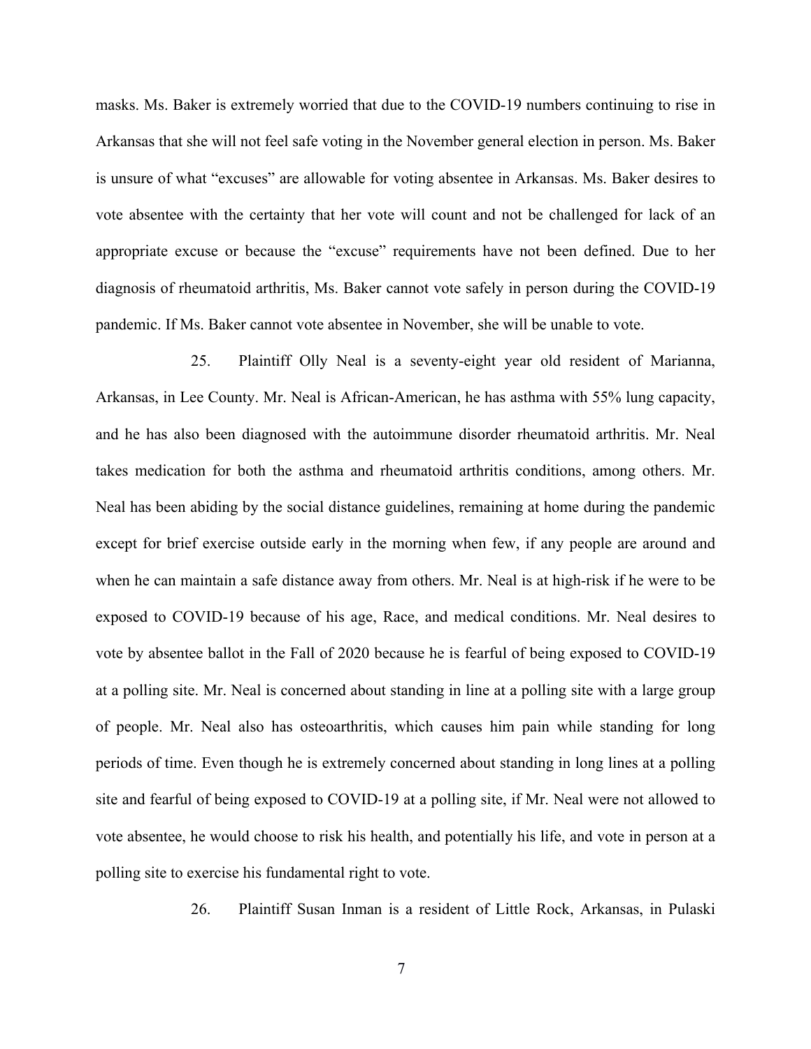masks. Ms. Baker is extremely worried that due to the COVID-19 numbers continuing to rise in Arkansas that she will not feel safe voting in the November general election in person. Ms. Baker is unsure of what "excuses" are allowable for voting absentee in Arkansas. Ms. Baker desires to vote absentee with the certainty that her vote will count and not be challenged for lack of an appropriate excuse or because the "excuse" requirements have not been defined. Due to her diagnosis of rheumatoid arthritis, Ms. Baker cannot vote safely in person during the COVID-19 pandemic. If Ms. Baker cannot vote absentee in November, she will be unable to vote.

25. Plaintiff Olly Neal is a seventy-eight year old resident of Marianna, Arkansas, in Lee County. Mr. Neal is African-American, he has asthma with 55% lung capacity, and he has also been diagnosed with the autoimmune disorder rheumatoid arthritis. Mr. Neal takes medication for both the asthma and rheumatoid arthritis conditions, among others. Mr. Neal has been abiding by the social distance guidelines, remaining at home during the pandemic except for brief exercise outside early in the morning when few, if any people are around and when he can maintain a safe distance away from others. Mr. Neal is at high-risk if he were to be exposed to COVID-19 because of his age, Race, and medical conditions. Mr. Neal desires to vote by absentee ballot in the Fall of 2020 because he is fearful of being exposed to COVID-19 at a polling site. Mr. Neal is concerned about standing in line at a polling site with a large group of people. Mr. Neal also has osteoarthritis, which causes him pain while standing for long periods of time. Even though he is extremely concerned about standing in long lines at a polling site and fearful of being exposed to COVID-19 at a polling site, if Mr. Neal were not allowed to vote absentee, he would choose to risk his health, and potentially his life, and vote in person at a polling site to exercise his fundamental right to vote.

26. Plaintiff Susan Inman is a resident of Little Rock, Arkansas, in Pulaski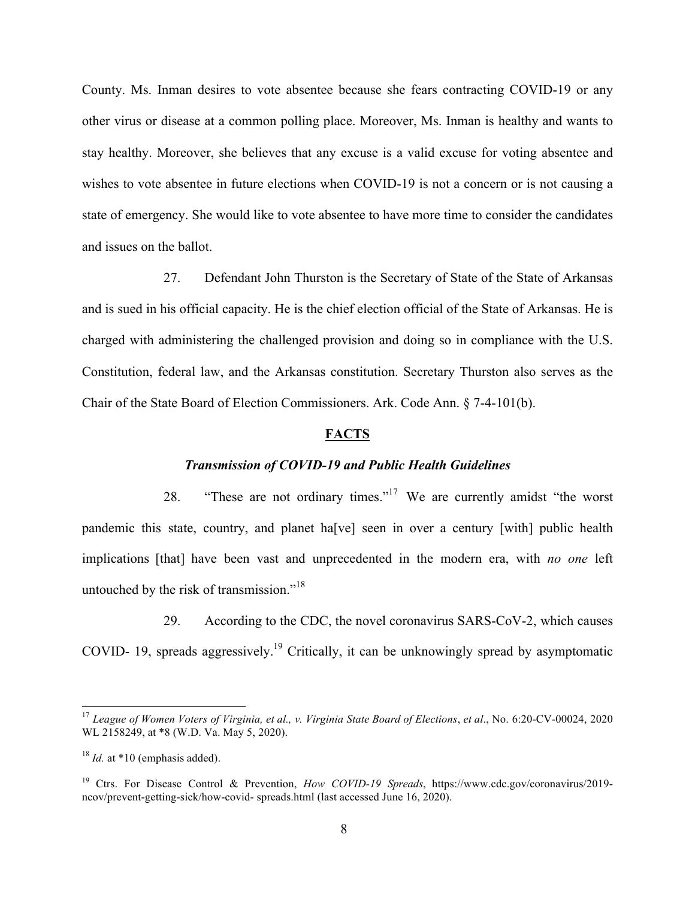County. Ms. Inman desires to vote absentee because she fears contracting COVID-19 or any other virus or disease at a common polling place. Moreover, Ms. Inman is healthy and wants to stay healthy. Moreover, she believes that any excuse is a valid excuse for voting absentee and wishes to vote absentee in future elections when COVID-19 is not a concern or is not causing a state of emergency. She would like to vote absentee to have more time to consider the candidates and issues on the ballot.

27. Defendant John Thurston is the Secretary of State of the State of Arkansas and is sued in his official capacity. He is the chief election official of the State of Arkansas. He is charged with administering the challenged provision and doing so in compliance with the U.S. Constitution, federal law, and the Arkansas constitution. Secretary Thurston also serves as the Chair of the State Board of Election Commissioners. Ark. Code Ann. § 7-4-101(b).

## FACTS

### *Transmission of COVID-19 and Public Health Guidelines*

28. "These are not ordinary times."[17] We are currently amidst "the worst pandemic this state, country, and planet ha[ve] seen in over a century [with] public health implications [that] have been vast and unprecedented in the modern era, with *no one* left untouched by the risk of transmission."[18]

29. According to the CDC, the novel coronavirus SARS-CoV-2, which causes COVID- 19, spreads aggressively.[19] Critically, it can be unknowingly spread by asymptomatic

---

[17] *League of Women Voters of Virginia, et al., v. Virginia State Board of Elections*, *et al*., No. 6:20-CV-00024, 2020 WL 2158249, at *8 (W.D. Va. May 5, 2020).

[18] *Id.* at *10 (emphasis added).

[19] Ctrs. For Disease Control & Prevention, *How COVID-19 Spreads*, https://www.cdc.gov/coronavirus/2019-ncov/prevent-getting-sick/how-covid- spreads.html (last accessed June 16, 2020).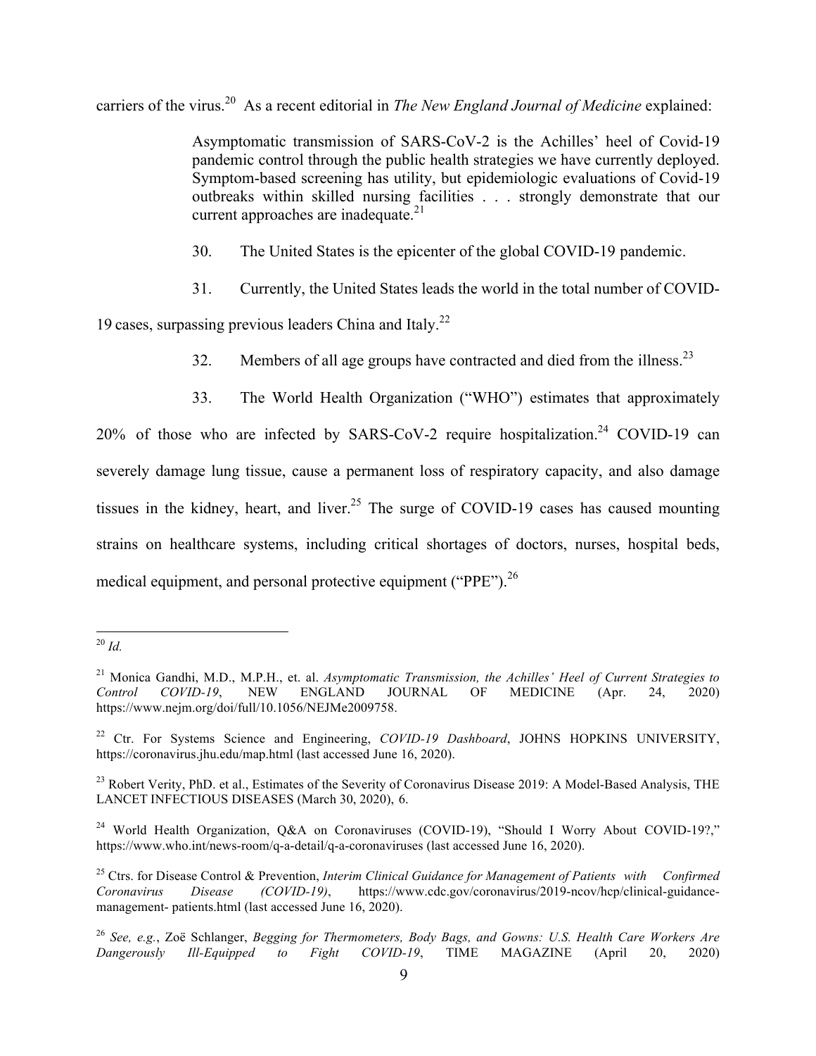carriers of the virus.[20] As a recent editorial in *The New England Journal of Medicine* explained:

> Asymptomatic transmission of SARS-CoV-2 is the Achilles' heel of Covid-19 pandemic control through the public health strategies we have currently deployed. Symptom-based screening has utility, but epidemiologic evaluations of Covid-19 outbreaks within skilled nursing facilities . . . strongly demonstrate that our current approaches are inadequate.[21]

30. The United States is the epicenter of the global COVID-19 pandemic.

31. Currently, the United States leads the world in the total number of COVID-19 cases, surpassing previous leaders China and Italy.[22]

32. Members of all age groups have contracted and died from the illness.[23]

33. The World Health Organization ("WHO") estimates that approximately 20% of those who are infected by SARS-CoV-2 require hospitalization.[24] COVID-19 can severely damage lung tissue, cause a permanent loss of respiratory capacity, and also damage tissues in the kidney, heart, and liver.[25] The surge of COVID-19 cases has caused mounting strains on healthcare systems, including critical shortages of doctors, nurses, hospital beds, medical equipment, and personal protective equipment ("PPE").[26]

---

[20] *Id.*

[21] Monica Gandhi, M.D., M.P.H., et. al. *Asymptomatic Transmission, the Achilles' Heel of Current Strategies to Control COVID-19*, NEW ENGLAND JOURNAL OF MEDICINE (Apr. 24, 2020) https://www.nejm.org/doi/full/10.1056/NEJMe2009758.

[22] Ctr. For Systems Science and Engineering, *COVID-19 Dashboard*, JOHNS HOPKINS UNIVERSITY, https://coronavirus.jhu.edu/map.html (last accessed June 16, 2020).

[23] Robert Verity, PhD. et al., Estimates of the Severity of Coronavirus Disease 2019: A Model-Based Analysis, THE LANCET INFECTIOUS DISEASES (March 30, 2020), 6.

[24] World Health Organization, Q&A on Coronaviruses (COVID-19), "Should I Worry About COVID-19?," https://www.who.int/news-room/q-a-detail/q-a-coronaviruses (last accessed June 16, 2020).

[25] Ctrs. for Disease Control & Prevention, *Interim Clinical Guidance for Management of Patients with Confirmed Coronavirus Disease (COVID-19)*, https://www.cdc.gov/coronavirus/2019-ncov/hcp/clinical-guidance-management- patients.html (last accessed June 16, 2020).

[26] *See, e.g.*, Zoë Schlanger, *Begging for Thermometers, Body Bags, and Gowns: U.S. Health Care Workers Are Dangerously Ill-Equipped to Fight COVID-19*, TIME MAGAZINE (April 20, 2020)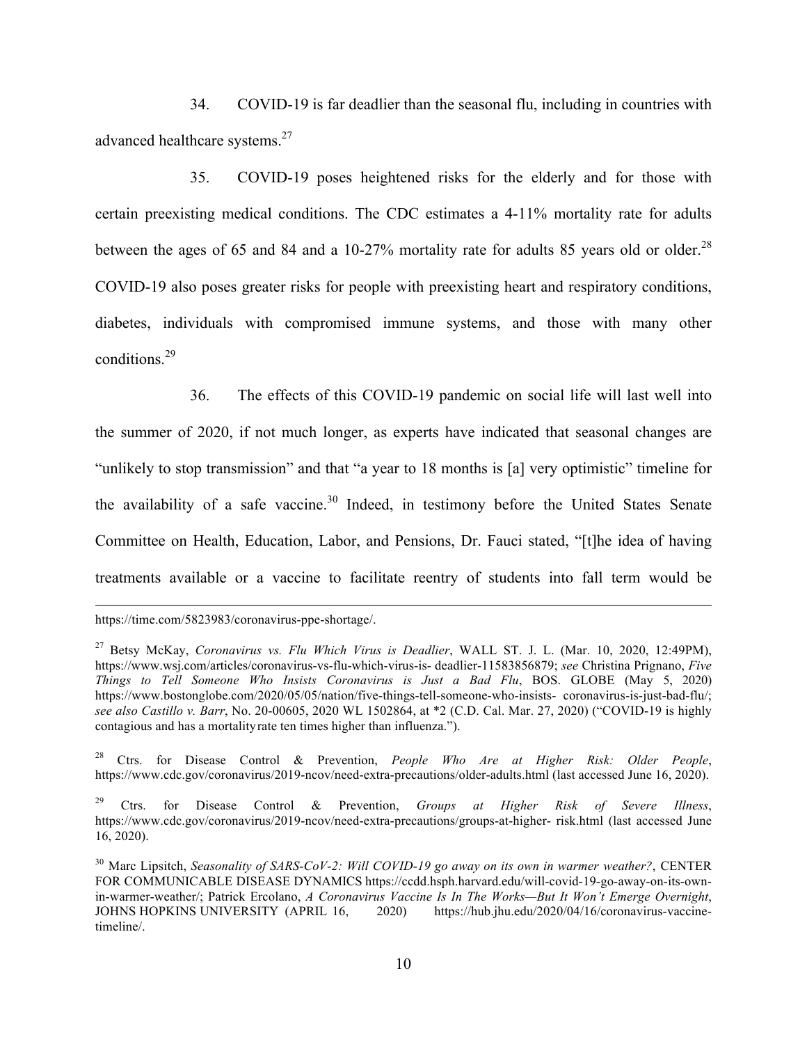34. COVID-19 is far deadlier than the seasonal flu, including in countries with advanced healthcare systems.[27]

35. COVID-19 poses heightened risks for the elderly and for those with certain preexisting medical conditions. The CDC estimates a 4-11% mortality rate for adults between the ages of 65 and 84 and a 10-27% mortality rate for adults 85 years old or older.[28] COVID-19 also poses greater risks for people with preexisting heart and respiratory conditions, diabetes, individuals with compromised immune systems, and those with many other conditions.[29]

36. The effects of this COVID-19 pandemic on social life will last well into the summer of 2020, if not much longer, as experts have indicated that seasonal changes are "unlikely to stop transmission" and that "a year to 18 months is [a] very optimistic" timeline for the availability of a safe vaccine.[30] Indeed, in testimony before the United States Senate Committee on Health, Education, Labor, and Pensions, Dr. Fauci stated, "[t]he idea of having treatments available or a vaccine to facilitate reentry of students into fall term would be

---

https://time.com/5823983/coronavirus-ppe-shortage/.

[27] Betsy McKay, *Coronavirus vs. Flu Which Virus is Deadlier*, WALL ST. J. L. (Mar. 10, 2020, 12:49PM), https://www.wsj.com/articles/coronavirus-vs-flu-which-virus-is- deadlier-11583856879; *see* Christina Prignano, *Five Things to Tell Someone Who Insists Coronavirus is Just a Bad Flu*, BOS. GLOBE (May 5, 2020) https://www.bostonglobe.com/2020/05/05/nation/five-things-tell-someone-who-insists- coronavirus-is-just-bad-flu/; *see also Castillo v. Barr*, No. 20-00605, 2020 WL 1502864, at *2 (C.D. Cal. Mar. 27, 2020) ("COVID-19 is highly contagious and has a mortality rate ten times higher than influenza.").

[28] Ctrs. for Disease Control & Prevention, *People Who Are at Higher Risk: Older People*, https://www.cdc.gov/coronavirus/2019-ncov/need-extra-precautions/older-adults.html (last accessed June 16, 2020).

[29] Ctrs. for Disease Control & Prevention, *Groups at Higher Risk of Severe Illness*, https://www.cdc.gov/coronavirus/2019-ncov/need-extra-precautions/groups-at-higher- risk.html (last accessed June 16, 2020).

[30] Marc Lipsitch, *Seasonality of SARS-CoV-2: Will COVID-19 go away on its own in warmer weather?*, CENTER FOR COMMUNICABLE DISEASE DYNAMICS https://ccdd.hsph.harvard.edu/will-covid-19-go-away-on-its-own-in-warmer-weather/; Patrick Ercolano, *A Coronavirus Vaccine Is In The Works—But It Won't Emerge Overnight*, JOHNS HOPKINS UNIVERSITY (APRIL 16, 2020) https://hub.jhu.edu/2020/04/16/coronavirus-vaccine-timeline/.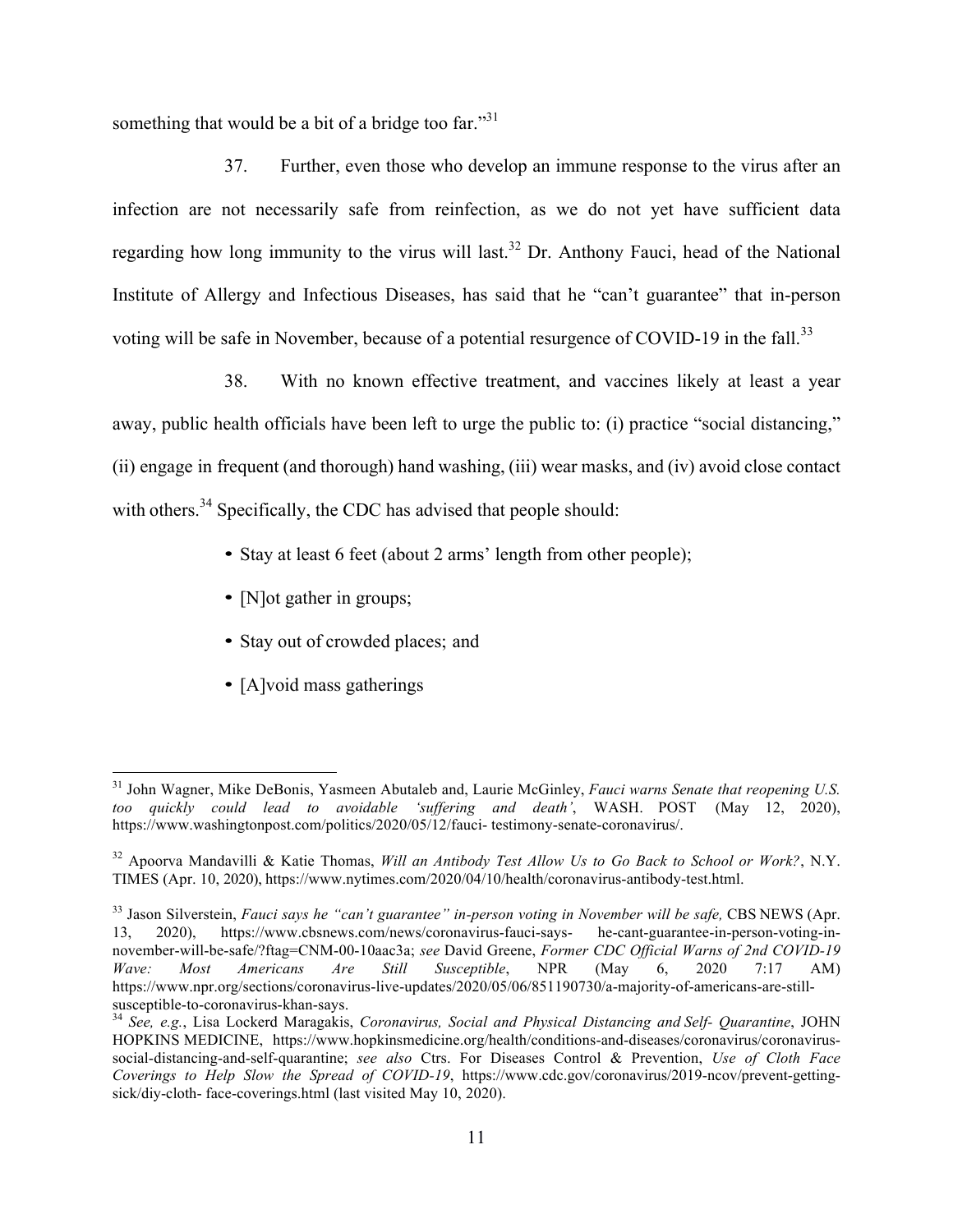something that would be a bit of a bridge too far."[31]

37. Further, even those who develop an immune response to the virus after an infection are not necessarily safe from reinfection, as we do not yet have sufficient data regarding how long immunity to the virus will last.[32] Dr. Anthony Fauci, head of the National Institute of Allergy and Infectious Diseases, has said that he "can't guarantee" that in-person voting will be safe in November, because of a potential resurgence of COVID-19 in the fall.[33]

38. With no known effective treatment, and vaccines likely at least a year away, public health officials have been left to urge the public to: (i) practice "social distancing," (ii) engage in frequent (and thorough) hand washing, (iii) wear masks, and (iv) avoid close contact with others.[34] Specifically, the CDC has advised that people should:

- Stay at least 6 feet (about 2 arms' length from other people);
- [N]ot gather in groups;
- Stay out of crowded places; and
- [A]void mass gatherings

---

[31] John Wagner, Mike DeBonis, Yasmeen Abutaleb and, Laurie McGinley, *Fauci warns Senate that reopening U.S. too quickly could lead to avoidable 'suffering and death'*, WASH. POST (May 12, 2020), https://www.washingtonpost.com/politics/2020/05/12/fauci- testimony-senate-coronavirus/.

[32] Apoorva Mandavilli & Katie Thomas, *Will an Antibody Test Allow Us to Go Back to School or Work?*, N.Y. TIMES (Apr. 10, 2020), https://www.nytimes.com/2020/04/10/health/coronavirus-antibody-test.html.

[33] Jason Silverstein, *Fauci says he "can't guarantee" in-person voting in November will be safe,* CBS NEWS (Apr. 13, 2020), https://www.cbsnews.com/news/coronavirus-fauci-says- he-cant-guarantee-in-person-voting-in-november-will-be-safe/?ftag=CNM-00-10aac3a; *see* David Greene, *Former CDC Official Warns of 2nd COVID-19 Wave: Most Americans Are Still Susceptible*, NPR (May 6, 2020 7:17 AM) https://www.npr.org/sections/coronavirus-live-updates/2020/05/06/851190730/a-majority-of-americans-are-still-susceptible-to-coronavirus-khan-says.

[34] *See, e.g.*, Lisa Lockerd Maragakis, *Coronavirus, Social and Physical Distancing and Self- Quarantine*, JOHN HOPKINS MEDICINE, https://www.hopkinsmedicine.org/health/conditions-and-diseases/coronavirus/coronavirus-social-distancing-and-self-quarantine; *see also* Ctrs. For Diseases Control & Prevention, *Use of Cloth Face Coverings to Help Slow the Spread of COVID-19*, https://www.cdc.gov/coronavirus/2019-ncov/prevent-getting-sick/diy-cloth- face-coverings.html (last visited May 10, 2020).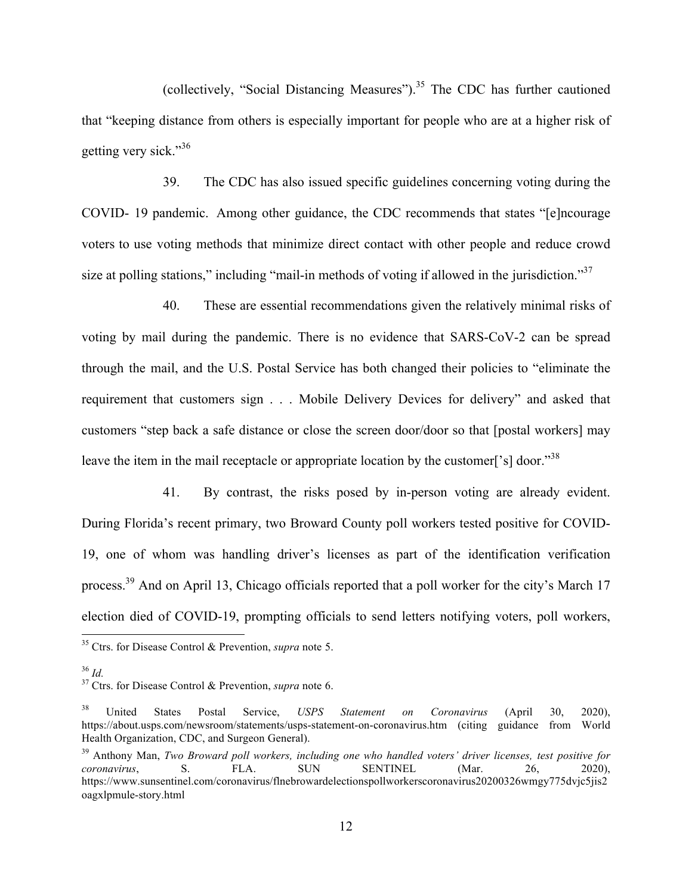(collectively, "Social Distancing Measures").[35] The CDC has further cautioned that "keeping distance from others is especially important for people who are at a higher risk of getting very sick."[36]

39. The CDC has also issued specific guidelines concerning voting during the COVID- 19 pandemic. Among other guidance, the CDC recommends that states "[e]ncourage voters to use voting methods that minimize direct contact with other people and reduce crowd size at polling stations," including "mail-in methods of voting if allowed in the jurisdiction."[37]

40. These are essential recommendations given the relatively minimal risks of voting by mail during the pandemic. There is no evidence that SARS-CoV-2 can be spread through the mail, and the U.S. Postal Service has both changed their policies to "eliminate the requirement that customers sign . . . Mobile Delivery Devices for delivery" and asked that customers "step back a safe distance or close the screen door/door so that [postal workers] may leave the item in the mail receptacle or appropriate location by the customer['s] door."[38]

41. By contrast, the risks posed by in-person voting are already evident. During Florida's recent primary, two Broward County poll workers tested positive for COVID-19, one of whom was handling driver's licenses as part of the identification verification process.[39] And on April 13, Chicago officials reported that a poll worker for the city's March 17 election died of COVID-19, prompting officials to send letters notifying voters, poll workers,

---

[35] Ctrs. for Disease Control & Prevention, *supra* note 5.

[36] *Id.*

[37] Ctrs. for Disease Control & Prevention, *supra* note 6.

[38] United States Postal Service, *USPS Statement on Coronavirus* (April 30, 2020), https://about.usps.com/newsroom/statements/usps-statement-on-coronavirus.htm (citing guidance from World Health Organization, CDC, and Surgeon General).

[39] Anthony Man, *Two Broward poll workers, including one who handled voters' driver licenses, test positive for coronavirus*, S. FLA. SUN SENTINEL (Mar. 26, 2020), https://www.sunsentinel.com/coronavirus/flnebrowardelectionspollworkerscoronavirus20200326wmgy775dvjc5jis2oagxlpmule-story.html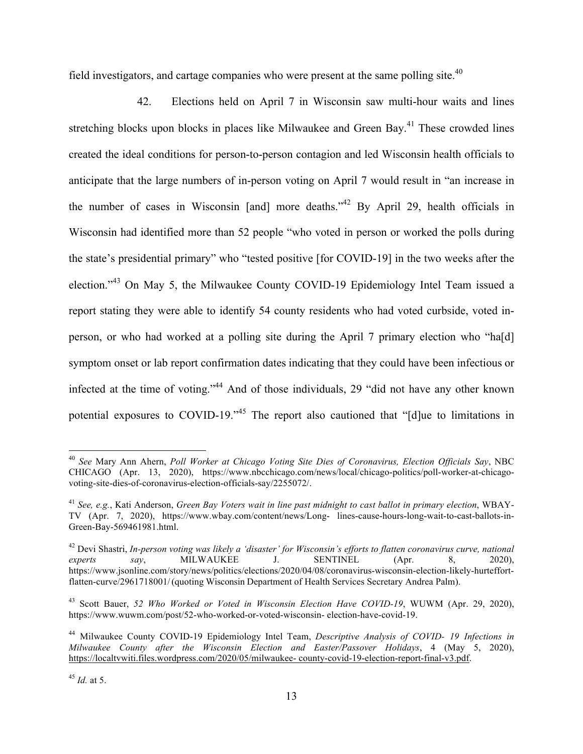field investigators, and cartage companies who were present at the same polling site.[40]

42. Elections held on April 7 in Wisconsin saw multi-hour waits and lines stretching blocks upon blocks in places like Milwaukee and Green Bay.[41] These crowded lines created the ideal conditions for person-to-person contagion and led Wisconsin health officials to anticipate that the large numbers of in-person voting on April 7 would result in "an increase in the number of cases in Wisconsin [and] more deaths."[42] By April 29, health officials in Wisconsin had identified more than 52 people "who voted in person or worked the polls during the state's presidential primary" who "tested positive [for COVID-19] in the two weeks after the election."[43] On May 5, the Milwaukee County COVID-19 Epidemiology Intel Team issued a report stating they were able to identify 54 county residents who had voted curbside, voted in-person, or who had worked at a polling site during the April 7 primary election who "ha[d] symptom onset or lab report confirmation dates indicating that they could have been infectious or infected at the time of voting."[44] And of those individuals, 29 "did not have any other known potential exposures to COVID-19."[45] The report also cautioned that "[d]ue to limitations in

---

[40] *See* Mary Ann Ahern, *Poll Worker at Chicago Voting Site Dies of Coronavirus, Election Officials Say*, NBC CHICAGO (Apr. 13, 2020), https://www.nbcchicago.com/news/local/chicago-politics/poll-worker-at-chicago-voting-site-dies-of-coronavirus-election-officials-say/2255072/.

[41] *See, e.g.*, Kati Anderson, *Green Bay Voters wait in line past midnight to cast ballot in primary election*, WBAY-TV (Apr. 7, 2020), https://www.wbay.com/content/news/Long- lines-cause-hours-long-wait-to-cast-ballots-in-Green-Bay-569461981.html.

[42] Devi Shastri, *In-person voting was likely a 'disaster' for Wisconsin's efforts to flatten coronavirus curve, national experts say*, MILWAUKEE J. SENTINEL (Apr. 8, 2020), https://www.jsonline.com/story/news/politics/elections/2020/04/08/coronavirus-wisconsin-election-likely-hurteffort-flatten-curve/2961718001/ (quoting Wisconsin Department of Health Services Secretary Andrea Palm).

[43] Scott Bauer, *52 Who Worked or Voted in Wisconsin Election Have COVID-19*, WUWM (Apr. 29, 2020), https://www.wuwm.com/post/52-who-worked-or-voted-wisconsin- election-have-covid-19.

[44] Milwaukee County COVID-19 Epidemiology Intel Team, *Descriptive Analysis of COVID- 19 Infections in Milwaukee County after the Wisconsin Election and Easter/Passover Holidays*, 4 (May 5, 2020), https://localtvwiti.files.wordpress.com/2020/05/milwaukee- county-covid-19-election-report-final-v3.pdf.

[45] *Id.* at 5.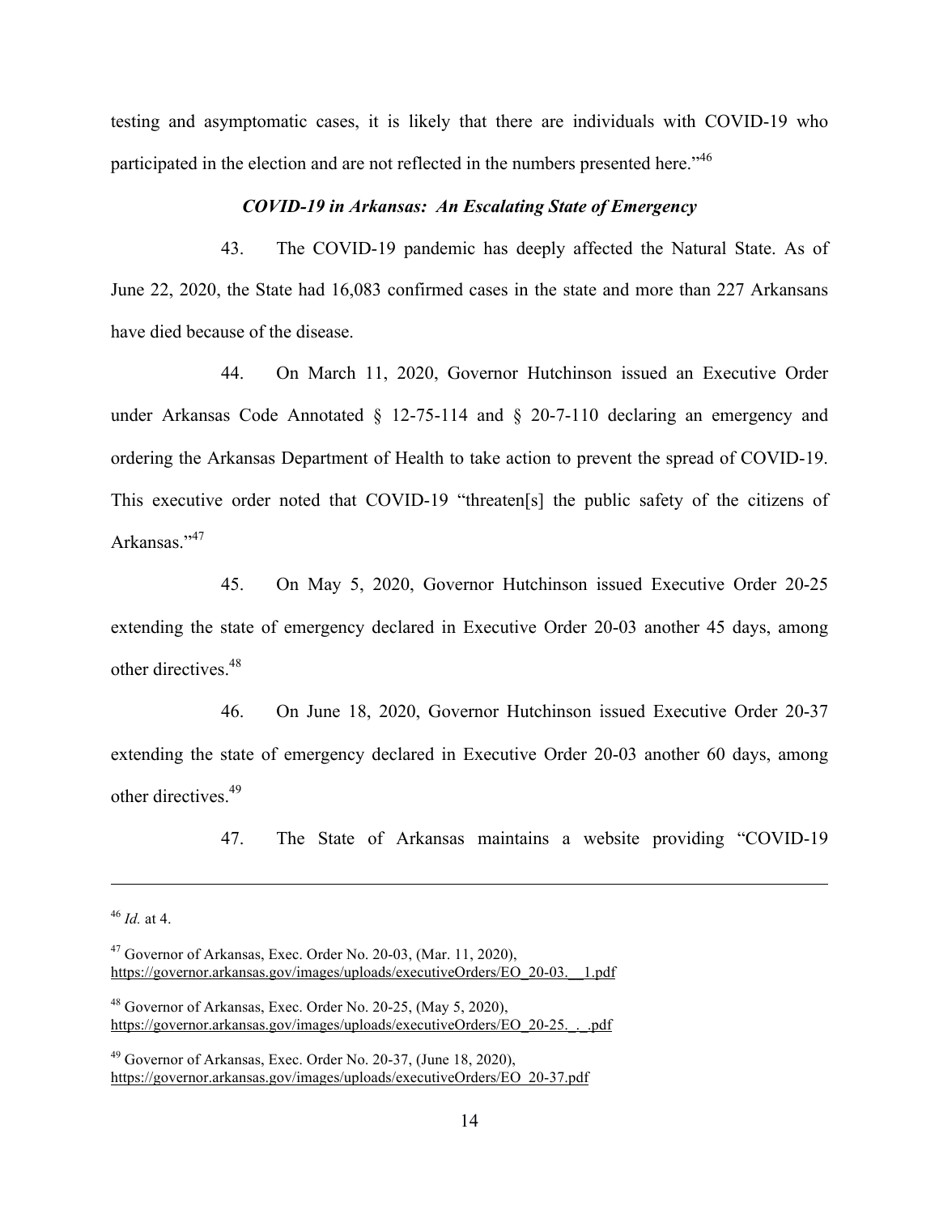testing and asymptomatic cases, it is likely that there are individuals with COVID-19 who participated in the election and are not reflected in the numbers presented here."[46]

### *COVID-19 in Arkansas: An Escalating State of Emergency*

43. The COVID-19 pandemic has deeply affected the Natural State. As of June 22, 2020, the State had 16,083 confirmed cases in the state and more than 227 Arkansans have died because of the disease.

44. On March 11, 2020, Governor Hutchinson issued an Executive Order under Arkansas Code Annotated § 12-75-114 and § 20-7-110 declaring an emergency and ordering the Arkansas Department of Health to take action to prevent the spread of COVID-19. This executive order noted that COVID-19 "threaten[s] the public safety of the citizens of Arkansas."[47]

45. On May 5, 2020, Governor Hutchinson issued Executive Order 20-25 extending the state of emergency declared in Executive Order 20-03 another 45 days, among other directives.[48]

46. On June 18, 2020, Governor Hutchinson issued Executive Order 20-37 extending the state of emergency declared in Executive Order 20-03 another 60 days, among other directives.[49]

47. The State of Arkansas maintains a website providing "COVID-19

---

[46] *Id.* at 4.

[47] Governor of Arkansas, Exec. Order No. 20-03, (Mar. 11, 2020), https://governor.arkansas.gov/images/uploads/executiveOrders/EO_20-03.__1.pdf

[48] Governor of Arkansas, Exec. Order No. 20-25, (May 5, 2020), https://governor.arkansas.gov/images/uploads/executiveOrders/EO_20-25._._.pdf

[49] Governor of Arkansas, Exec. Order No. 20-37, (June 18, 2020), https://governor.arkansas.gov/images/uploads/executiveOrders/EO_20-37.pdf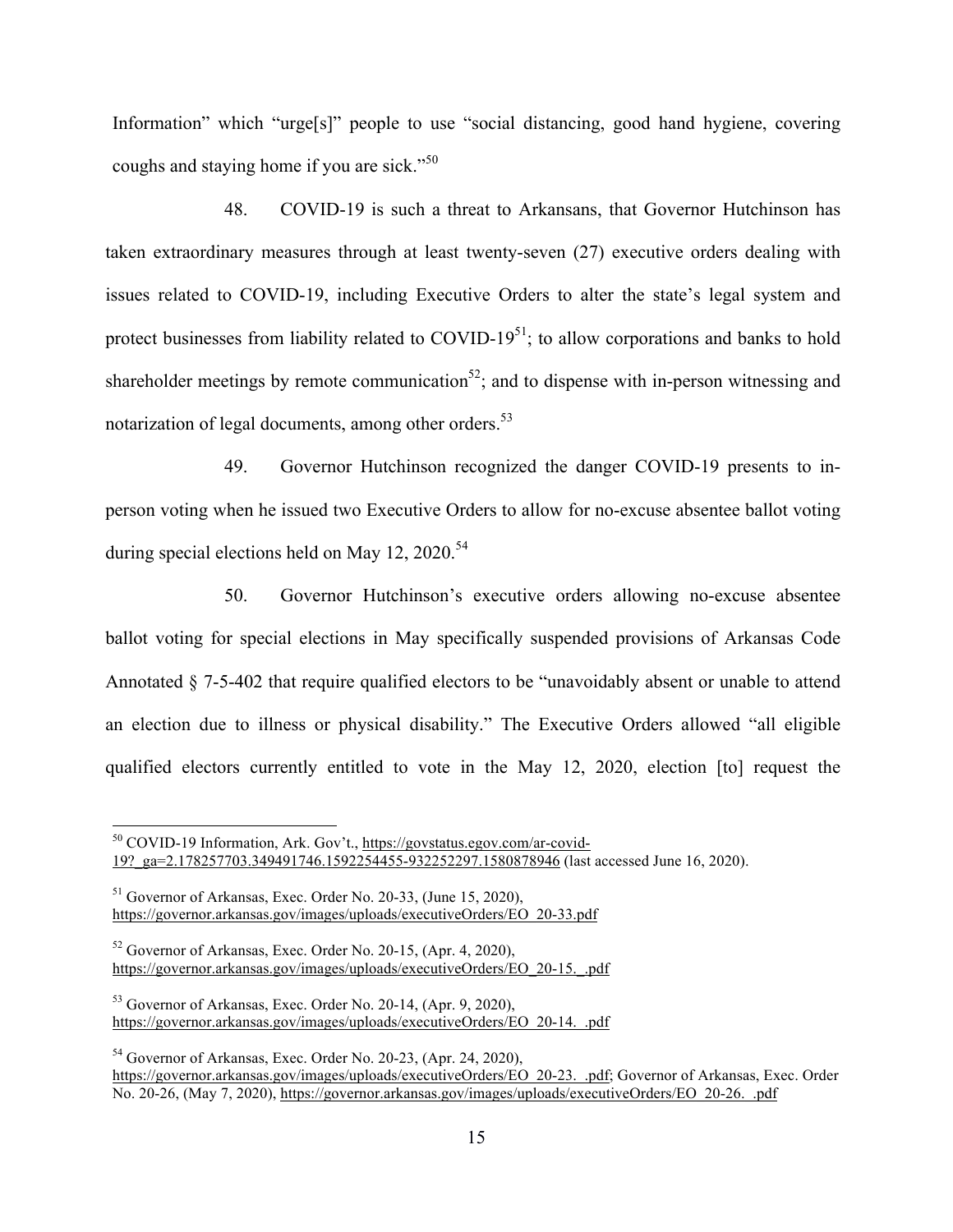Information" which "urge[s]" people to use "social distancing, good hand hygiene, covering coughs and staying home if you are sick."[50]

48. COVID-19 is such a threat to Arkansans, that Governor Hutchinson has taken extraordinary measures through at least twenty-seven (27) executive orders dealing with issues related to COVID-19, including Executive Orders to alter the state's legal system and protect businesses from liability related to COVID-19[51]; to allow corporations and banks to hold shareholder meetings by remote communication[52]; and to dispense with in-person witnessing and notarization of legal documents, among other orders.[53]

49. Governor Hutchinson recognized the danger COVID-19 presents to in-person voting when he issued two Executive Orders to allow for no-excuse absentee ballot voting during special elections held on May 12, 2020.[54]

50. Governor Hutchinson's executive orders allowing no-excuse absentee ballot voting for special elections in May specifically suspended provisions of Arkansas Code Annotated § 7-5-402 that require qualified electors to be "unavoidably absent or unable to attend an election due to illness or physical disability." The Executive Orders allowed "all eligible qualified electors currently entitled to vote in the May 12, 2020, election [to] request the

---

[50] COVID-19 Information, Ark. Gov't., https://govstatus.egov.com/ar-covid-19?_ga=2.178257703.349491746.1592254455-932252297.1580878946 (last accessed June 16, 2020).

[51] Governor of Arkansas, Exec. Order No. 20-33, (June 15, 2020), https://governor.arkansas.gov/images/uploads/executiveOrders/EO_20-33.pdf

[52] Governor of Arkansas, Exec. Order No. 20-15, (Apr. 4, 2020), https://governor.arkansas.gov/images/uploads/executiveOrders/EO_20-15._.pdf

[53] Governor of Arkansas, Exec. Order No. 20-14, (Apr. 9, 2020), https://governor.arkansas.gov/images/uploads/executiveOrders/EO_20-14._.pdf

[54] Governor of Arkansas, Exec. Order No. 20-23, (Apr. 24, 2020), https://governor.arkansas.gov/images/uploads/executiveOrders/EO_20-23._.pdf; Governor of Arkansas, Exec. Order No. 20-26, (May 7, 2020), https://governor.arkansas.gov/images/uploads/executiveOrders/EO_20-26._.pdf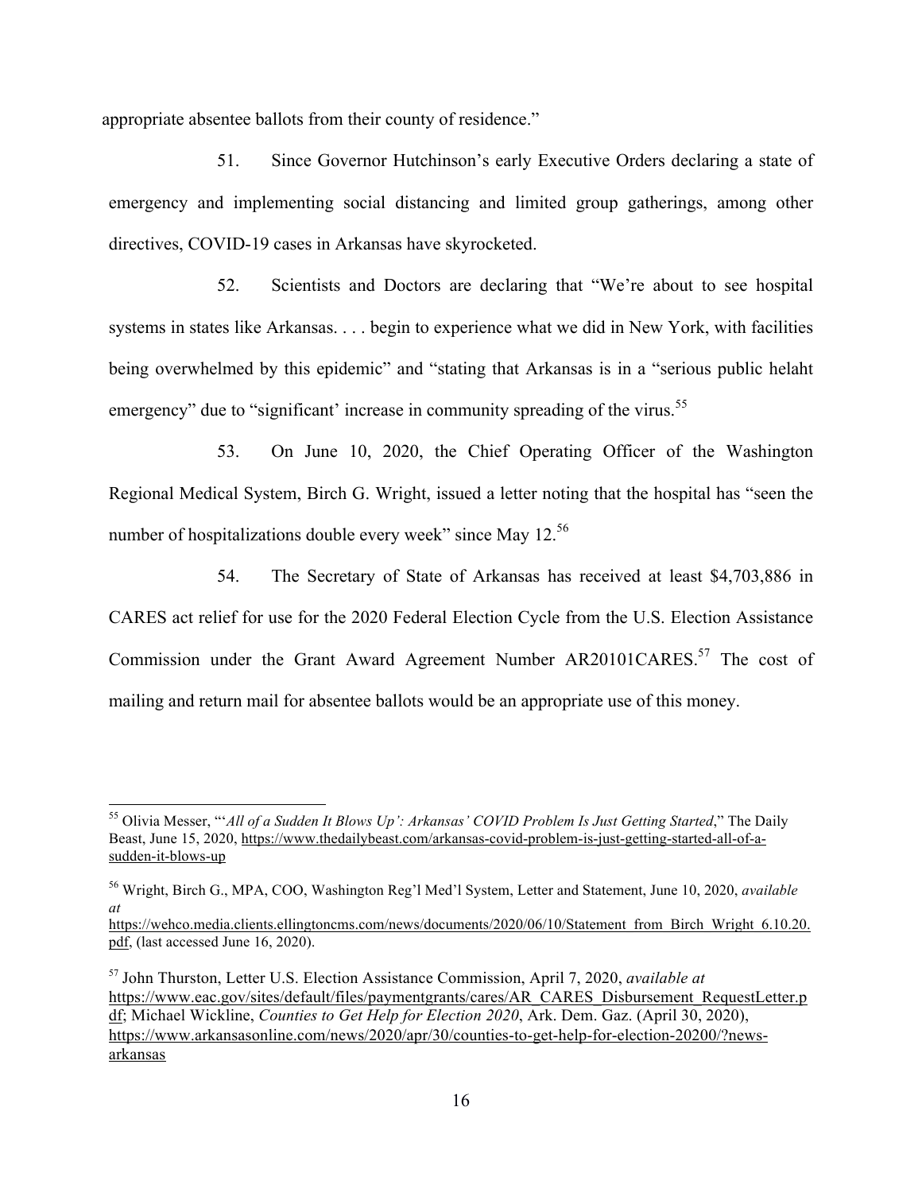appropriate absentee ballots from their county of residence."

51. Since Governor Hutchinson's early Executive Orders declaring a state of emergency and implementing social distancing and limited group gatherings, among other directives, COVID-19 cases in Arkansas have skyrocketed.

52. Scientists and Doctors are declaring that "We're about to see hospital systems in states like Arkansas. . . . begin to experience what we did in New York, with facilities being overwhelmed by this epidemic" and "stating that Arkansas is in a "serious public helaht emergency" due to "significant' increase in community spreading of the virus.[55]

53. On June 10, 2020, the Chief Operating Officer of the Washington Regional Medical System, Birch G. Wright, issued a letter noting that the hospital has "seen the number of hospitalizations double every week" since May 12.[56]

54. The Secretary of State of Arkansas has received at least $4,703,886 in CARES act relief for use for the 2020 Federal Election Cycle from the U.S. Election Assistance Commission under the Grant Award Agreement Number AR20101CARES.[57] The cost of mailing and return mail for absentee ballots would be an appropriate use of this money.

---

[55] Olivia Messer, "'*All of a Sudden It Blows Up': Arkansas' COVID Problem Is Just Getting Started*," The Daily Beast, June 15, 2020, https://www.thedailybeast.com/arkansas-covid-problem-is-just-getting-started-all-of-a-sudden-it-blows-up

[56] Wright, Birch G., MPA, COO, Washington Reg'l Med'l System, Letter and Statement, June 10, 2020, *available at* https://wehco.media.clients.ellingtoncms.com/news/documents/2020/06/10/Statement_from_Birch_Wright_6.10.20.pdf, (last accessed June 16, 2020).

[57] John Thurston, Letter U.S. Election Assistance Commission, April 7, 2020, *available at* https://www.eac.gov/sites/default/files/paymentgrants/cares/AR_CARES_Disbursement_RequestLetter.pdf; Michael Wickline, *Counties to Get Help for Election 2020*, Ark. Dem. Gaz. (April 30, 2020), https://www.arkansasonline.com/news/2020/apr/30/counties-to-get-help-for-election-20200/?news-arkansas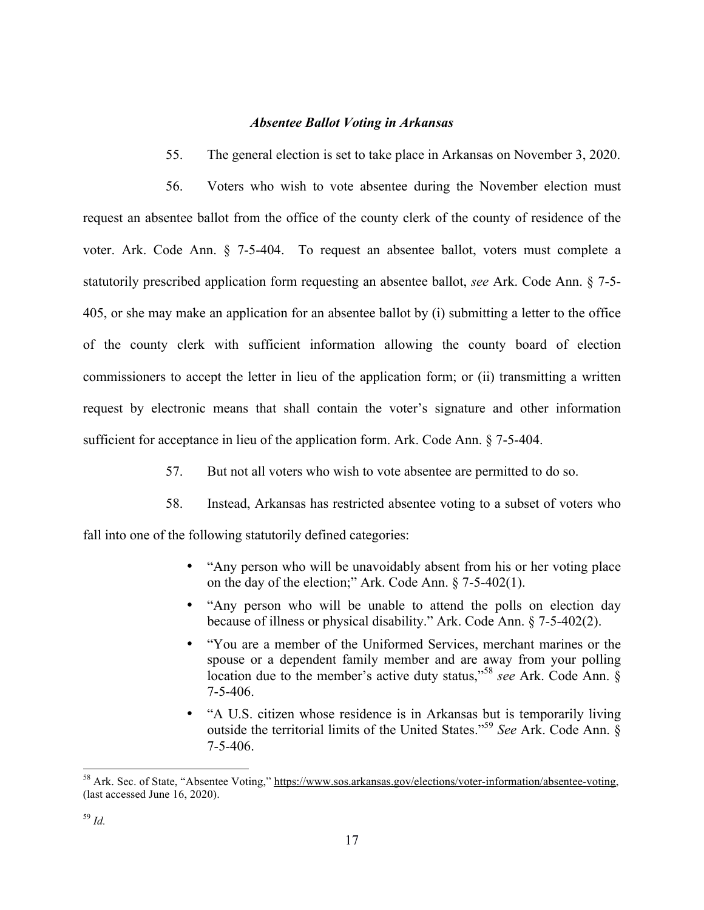*Absentee Ballot Voting in Arkansas*

55. The general election is set to take place in Arkansas on November 3, 2020.

56. Voters who wish to vote absentee during the November election must request an absentee ballot from the office of the county clerk of the county of residence of the voter. Ark. Code Ann. § 7-5-404. To request an absentee ballot, voters must complete a statutorily prescribed application form requesting an absentee ballot, *see* Ark. Code Ann. § 7-5-405, or she may make an application for an absentee ballot by (i) submitting a letter to the office of the county clerk with sufficient information allowing the county board of election commissioners to accept the letter in lieu of the application form; or (ii) transmitting a written request by electronic means that shall contain the voter's signature and other information sufficient for acceptance in lieu of the application form. Ark. Code Ann. § 7-5-404.

57. But not all voters who wish to vote absentee are permitted to do so.

58. Instead, Arkansas has restricted absentee voting to a subset of voters who fall into one of the following statutorily defined categories:

- "Any person who will be unavoidably absent from his or her voting place on the day of the election;" Ark. Code Ann. § 7-5-402(1).
- "Any person who will be unable to attend the polls on election day because of illness or physical disability." Ark. Code Ann. § 7-5-402(2).
- "You are a member of the Uniformed Services, merchant marines or the spouse or a dependent family member and are away from your polling location due to the member's active duty status,"[58] *see* Ark. Code Ann. § 7-5-406.
- "A U.S. citizen whose residence is in Arkansas but is temporarily living outside the territorial limits of the United States."[59] *See* Ark. Code Ann. § 7-5-406.

---

[58] Ark. Sec. of State, "Absentee Voting," https://www.sos.arkansas.gov/elections/voter-information/absentee-voting, (last accessed June 16, 2020).

[59] *Id.*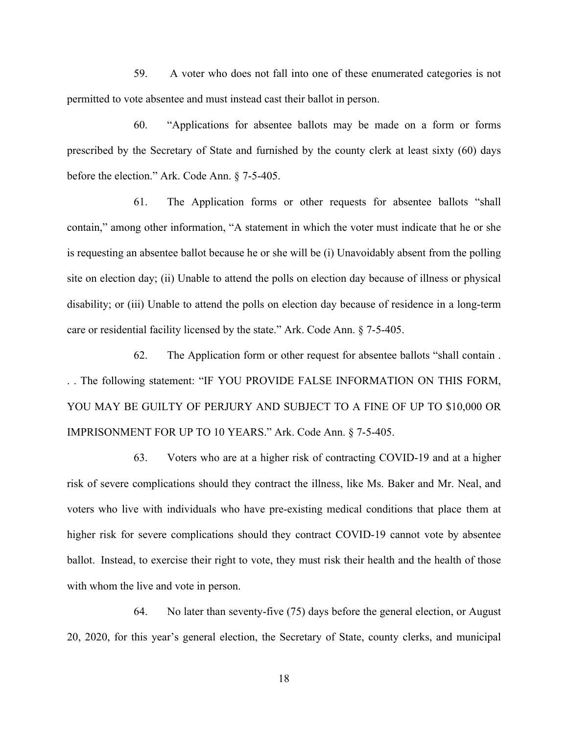59. A voter who does not fall into one of these enumerated categories is not permitted to vote absentee and must instead cast their ballot in person.

60. "Applications for absentee ballots may be made on a form or forms prescribed by the Secretary of State and furnished by the county clerk at least sixty (60) days before the election." Ark. Code Ann. § 7-5-405.

61. The Application forms or other requests for absentee ballots "shall contain," among other information, "A statement in which the voter must indicate that he or she is requesting an absentee ballot because he or she will be (i) Unavoidably absent from the polling site on election day; (ii) Unable to attend the polls on election day because of illness or physical disability; or (iii) Unable to attend the polls on election day because of residence in a long-term care or residential facility licensed by the state." Ark. Code Ann. § 7-5-405.

62. The Application form or other request for absentee ballots "shall contain . . . The following statement: "IF YOU PROVIDE FALSE INFORMATION ON THIS FORM, YOU MAY BE GUILTY OF PERJURY AND SUBJECT TO A FINE OF UP TO $10,000 OR IMPRISONMENT FOR UP TO 10 YEARS." Ark. Code Ann. § 7-5-405.

63. Voters who are at a higher risk of contracting COVID-19 and at a higher risk of severe complications should they contract the illness, like Ms. Baker and Mr. Neal, and voters who live with individuals who have pre-existing medical conditions that place them at higher risk for severe complications should they contract COVID-19 cannot vote by absentee ballot. Instead, to exercise their right to vote, they must risk their health and the health of those with whom the live and vote in person.

64. No later than seventy-five (75) days before the general election, or August 20, 2020, for this year's general election, the Secretary of State, county clerks, and municipal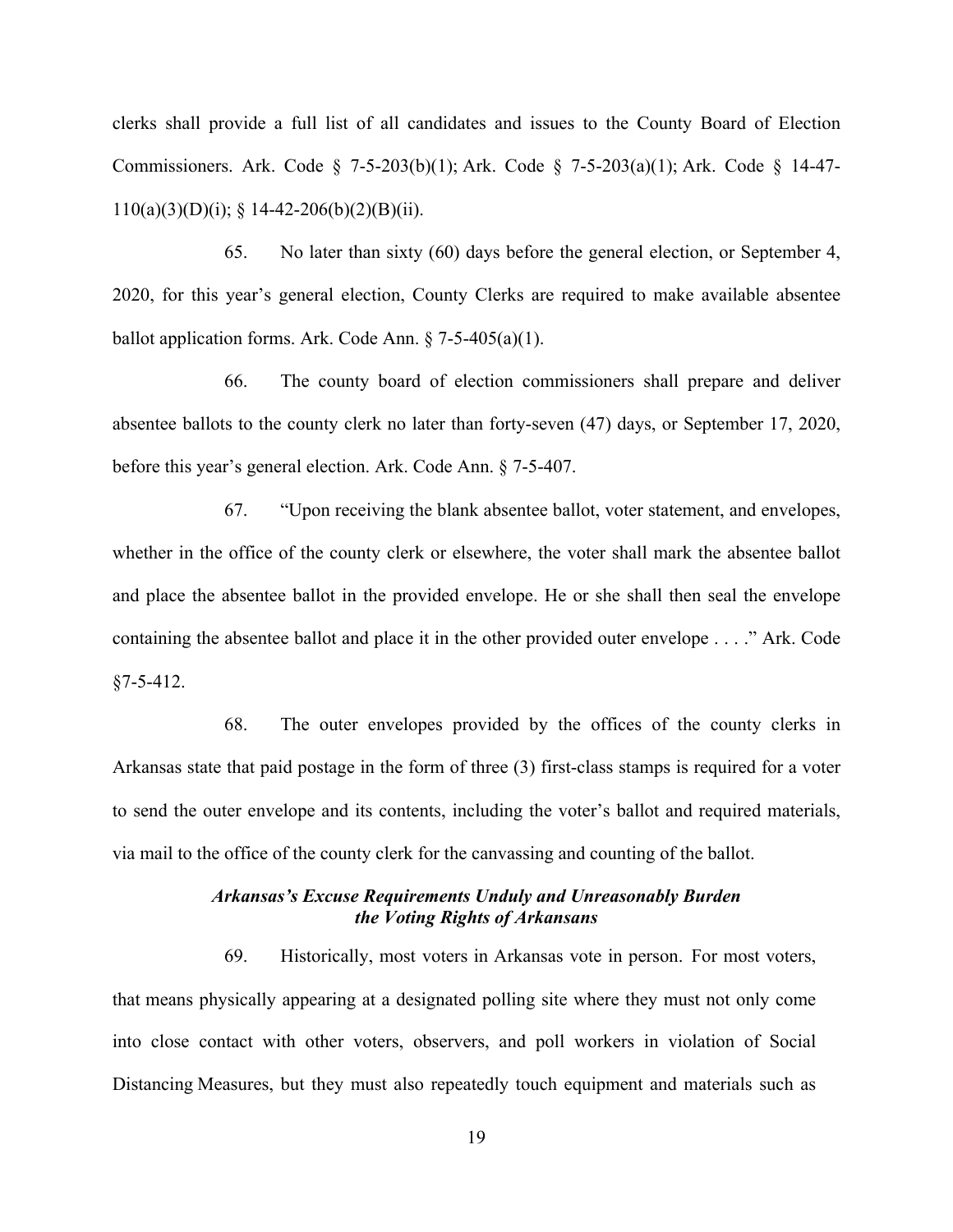clerks shall provide a full list of all candidates and issues to the County Board of Election Commissioners. Ark. Code § 7-5-203(b)(1); Ark. Code § 7-5-203(a)(1); Ark. Code § 14-47-110(a)(3)(D)(i); § 14-42-206(b)(2)(B)(ii).

65. No later than sixty (60) days before the general election, or September 4, 2020, for this year's general election, County Clerks are required to make available absentee ballot application forms. Ark. Code Ann. § 7-5-405(a)(1).

66. The county board of election commissioners shall prepare and deliver absentee ballots to the county clerk no later than forty-seven (47) days, or September 17, 2020, before this year's general election. Ark. Code Ann. § 7-5-407.

67. "Upon receiving the blank absentee ballot, voter statement, and envelopes, whether in the office of the county clerk or elsewhere, the voter shall mark the absentee ballot and place the absentee ballot in the provided envelope. He or she shall then seal the envelope containing the absentee ballot and place it in the other provided outer envelope . . . ." Ark. Code §7-5-412.

68. The outer envelopes provided by the offices of the county clerks in Arkansas state that paid postage in the form of three (3) first-class stamps is required for a voter to send the outer envelope and its contents, including the voter's ballot and required materials, via mail to the office of the county clerk for the canvassing and counting of the ballot.

### *Arkansas's Excuse Requirements Unduly and Unreasonably Burden the Voting Rights of Arkansans*

69. Historically, most voters in Arkansas vote in person. For most voters, that means physically appearing at a designated polling site where they must not only come into close contact with other voters, observers, and poll workers in violation of Social Distancing Measures, but they must also repeatedly touch equipment and materials such as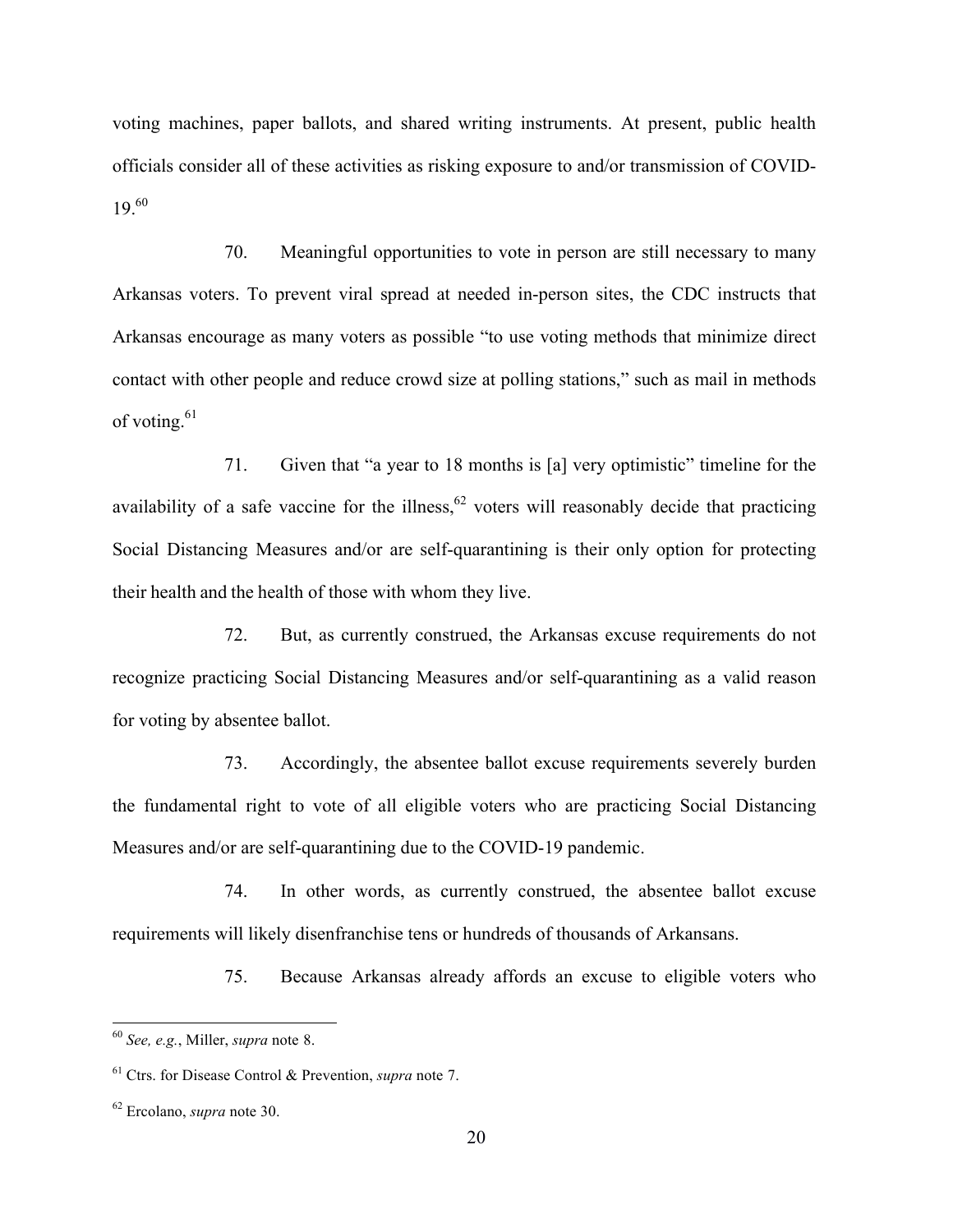voting machines, paper ballots, and shared writing instruments. At present, public health officials consider all of these activities as risking exposure to and/or transmission of COVID-19.[60]

70. Meaningful opportunities to vote in person are still necessary to many Arkansas voters. To prevent viral spread at needed in-person sites, the CDC instructs that Arkansas encourage as many voters as possible "to use voting methods that minimize direct contact with other people and reduce crowd size at polling stations," such as mail in methods of voting.[61]

71. Given that "a year to 18 months is [a] very optimistic" timeline for the availability of a safe vaccine for the illness,[62] voters will reasonably decide that practicing Social Distancing Measures and/or are self-quarantining is their only option for protecting their health and the health of those with whom they live.

72. But, as currently construed, the Arkansas excuse requirements do not recognize practicing Social Distancing Measures and/or self-quarantining as a valid reason for voting by absentee ballot.

73. Accordingly, the absentee ballot excuse requirements severely burden the fundamental right to vote of all eligible voters who are practicing Social Distancing Measures and/or are self-quarantining due to the COVID-19 pandemic.

74. In other words, as currently construed, the absentee ballot excuse requirements will likely disenfranchise tens or hundreds of thousands of Arkansans.

75. Because Arkansas already affords an excuse to eligible voters who

---

[60] *See, e.g.*, Miller, *supra* note 8.

[61] Ctrs. for Disease Control & Prevention, *supra* note 7.

[62] Ercolano, *supra* note 30.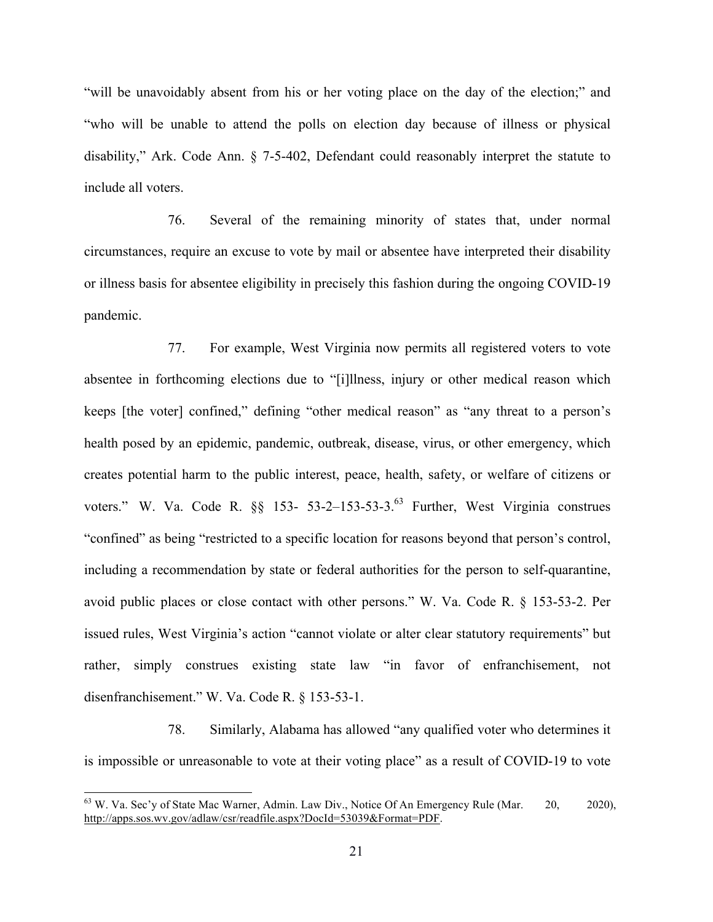"will be unavoidably absent from his or her voting place on the day of the election;" and "who will be unable to attend the polls on election day because of illness or physical disability," Ark. Code Ann. § 7-5-402, Defendant could reasonably interpret the statute to include all voters.

76. Several of the remaining minority of states that, under normal circumstances, require an excuse to vote by mail or absentee have interpreted their disability or illness basis for absentee eligibility in precisely this fashion during the ongoing COVID-19 pandemic.

77. For example, West Virginia now permits all registered voters to vote absentee in forthcoming elections due to "[i]llness, injury or other medical reason which keeps [the voter] confined," defining "other medical reason" as "any threat to a person's health posed by an epidemic, pandemic, outbreak, disease, virus, or other emergency, which creates potential harm to the public interest, peace, health, safety, or welfare of citizens or voters." W. Va. Code R. §§ 153- 53-2–153-53-3.[63] Further, West Virginia construes "confined" as being "restricted to a specific location for reasons beyond that person's control, including a recommendation by state or federal authorities for the person to self-quarantine, avoid public places or close contact with other persons." W. Va. Code R. § 153-53-2. Per issued rules, West Virginia's action "cannot violate or alter clear statutory requirements" but rather, simply construes existing state law "in favor of enfranchisement, not disenfranchisement." W. Va. Code R. § 153-53-1.

78. Similarly, Alabama has allowed "any qualified voter who determines it is impossible or unreasonable to vote at their voting place" as a result of COVID-19 to vote

[63] W. Va. Sec'y of State Mac Warner, Admin. Law Div., Notice Of An Emergency Rule (Mar. 20, 2020), http://apps.sos.wv.gov/adlaw/csr/readfile.aspx?DocId=53039&Format=PDF.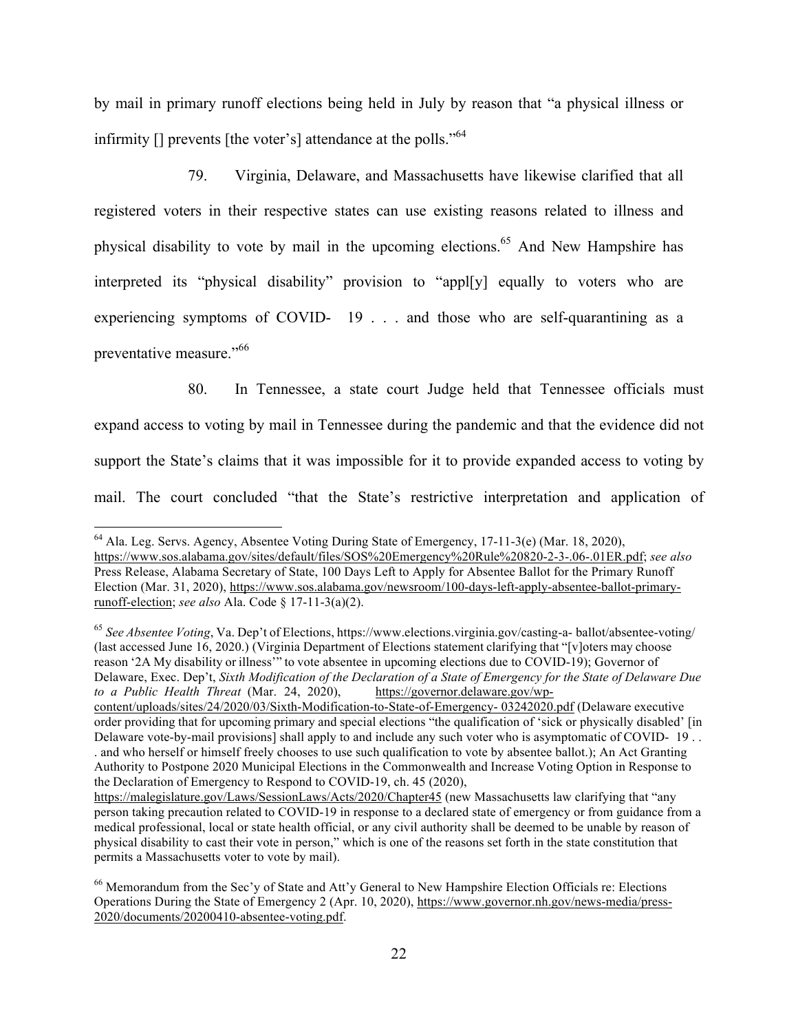by mail in primary runoff elections being held in July by reason that "a physical illness or infirmity [] prevents [the voter's] attendance at the polls."[64]

79. Virginia, Delaware, and Massachusetts have likewise clarified that all registered voters in their respective states can use existing reasons related to illness and physical disability to vote by mail in the upcoming elections.[65] And New Hampshire has interpreted its "physical disability" provision to "appl[y] equally to voters who are experiencing symptoms of COVID- 19 . . . and those who are self-quarantining as a preventative measure."[66]

80. In Tennessee, a state court Judge held that Tennessee officials must expand access to voting by mail in Tennessee during the pandemic and that the evidence did not support the State's claims that it was impossible for it to provide expanded access to voting by mail. The court concluded "that the State's restrictive interpretation and application of

---

[64] Ala. Leg. Servs. Agency, Absentee Voting During State of Emergency, 17-11-3(e) (Mar. 18, 2020), https://www.sos.alabama.gov/sites/default/files/SOS%20Emergency%20Rule%20820-2-3-.06-.01ER.pdf; *see also* Press Release, Alabama Secretary of State, 100 Days Left to Apply for Absentee Ballot for the Primary Runoff Election (Mar. 31, 2020), https://www.sos.alabama.gov/newsroom/100-days-left-apply-absentee-ballot-primary-runoff-election; *see also* Ala. Code § 17-11-3(a)(2).

[65] *See Absentee Voting*, Va. Dep't of Elections, https://www.elections.virginia.gov/casting-a- ballot/absentee-voting/ (last accessed June 16, 2020.) (Virginia Department of Elections statement clarifying that "[v]oters may choose reason '2A My disability or illness'" to vote absentee in upcoming elections due to COVID-19); Governor of Delaware, Exec. Dep't, *Sixth Modification of the Declaration of a State of Emergency for the State of Delaware Due to a Public Health Threat* (Mar. 24, 2020), https://governor.delaware.gov/wp-content/uploads/sites/24/2020/03/Sixth-Modification-to-State-of-Emergency- 03242020.pdf (Delaware executive order providing that for upcoming primary and special elections "the qualification of 'sick or physically disabled' [in Delaware vote-by-mail provisions] shall apply to and include any such voter who is asymptomatic of COVID- 19 . . . and who herself or himself freely chooses to use such qualification to vote by absentee ballot.); An Act Granting Authority to Postpone 2020 Municipal Elections in the Commonwealth and Increase Voting Option in Response to the Declaration of Emergency to Respond to COVID-19, ch. 45 (2020), https://malegislature.gov/Laws/SessionLaws/Acts/2020/Chapter45 (new Massachusetts law clarifying that "any person taking precaution related to COVID-19 in response to a declared state of emergency or from guidance from a medical professional, local or state health official, or any civil authority shall be deemed to be unable by reason of physical disability to cast their vote in person," which is one of the reasons set forth in the state constitution that permits a Massachusetts voter to vote by mail).

[66] Memorandum from the Sec'y of State and Att'y General to New Hampshire Election Officials re: Elections Operations During the State of Emergency 2 (Apr. 10, 2020), https://www.governor.nh.gov/news-media/press-2020/documents/20200410-absentee-voting.pdf.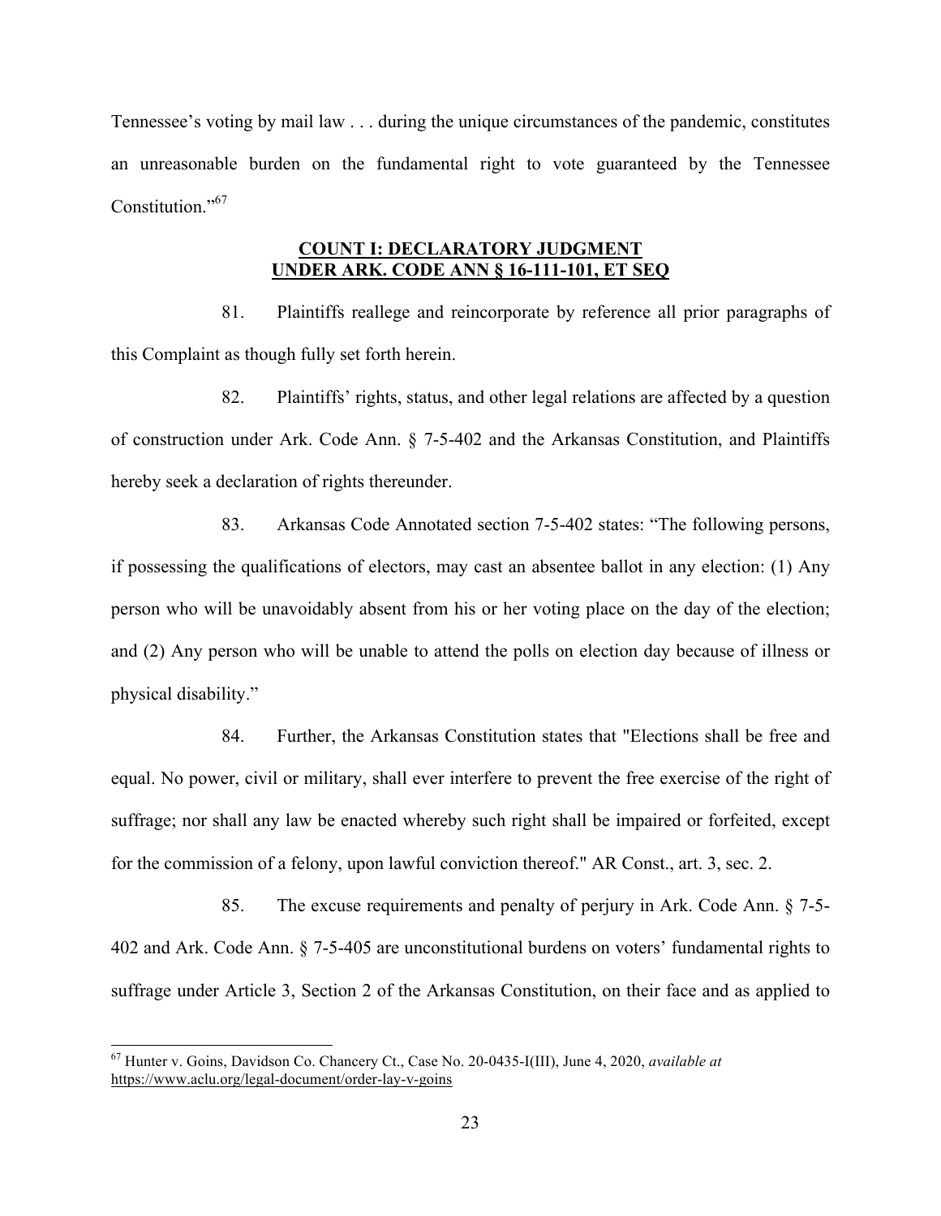Tennessee's voting by mail law . . . during the unique circumstances of the pandemic, constitutes an unreasonable burden on the fundamental right to vote guaranteed by the Tennessee Constitution."[67]

## COUNT I: DECLARATORY JUDGMENT UNDER ARK. CODE ANN § 16-111-101, ET SEQ

81. Plaintiffs reallege and reincorporate by reference all prior paragraphs of this Complaint as though fully set forth herein.

82. Plaintiffs' rights, status, and other legal relations are affected by a question of construction under Ark. Code Ann. § 7-5-402 and the Arkansas Constitution, and Plaintiffs hereby seek a declaration of rights thereunder.

83. Arkansas Code Annotated section 7-5-402 states: "The following persons, if possessing the qualifications of electors, may cast an absentee ballot in any election: (1) Any person who will be unavoidably absent from his or her voting place on the day of the election; and (2) Any person who will be unable to attend the polls on election day because of illness or physical disability."

84. Further, the Arkansas Constitution states that "Elections shall be free and equal. No power, civil or military, shall ever interfere to prevent the free exercise of the right of suffrage; nor shall any law be enacted whereby such right shall be impaired or forfeited, except for the commission of a felony, upon lawful conviction thereof." AR Const., art. 3, sec. 2.

85. The excuse requirements and penalty of perjury in Ark. Code Ann. § 7-5-402 and Ark. Code Ann. § 7-5-405 are unconstitutional burdens on voters' fundamental rights to suffrage under Article 3, Section 2 of the Arkansas Constitution, on their face and as applied to

---

[67] Hunter v. Goins, Davidson Co. Chancery Ct., Case No. 20-0435-I(III), June 4, 2020, *available at* https://www.aclu.org/legal-document/order-lay-v-goins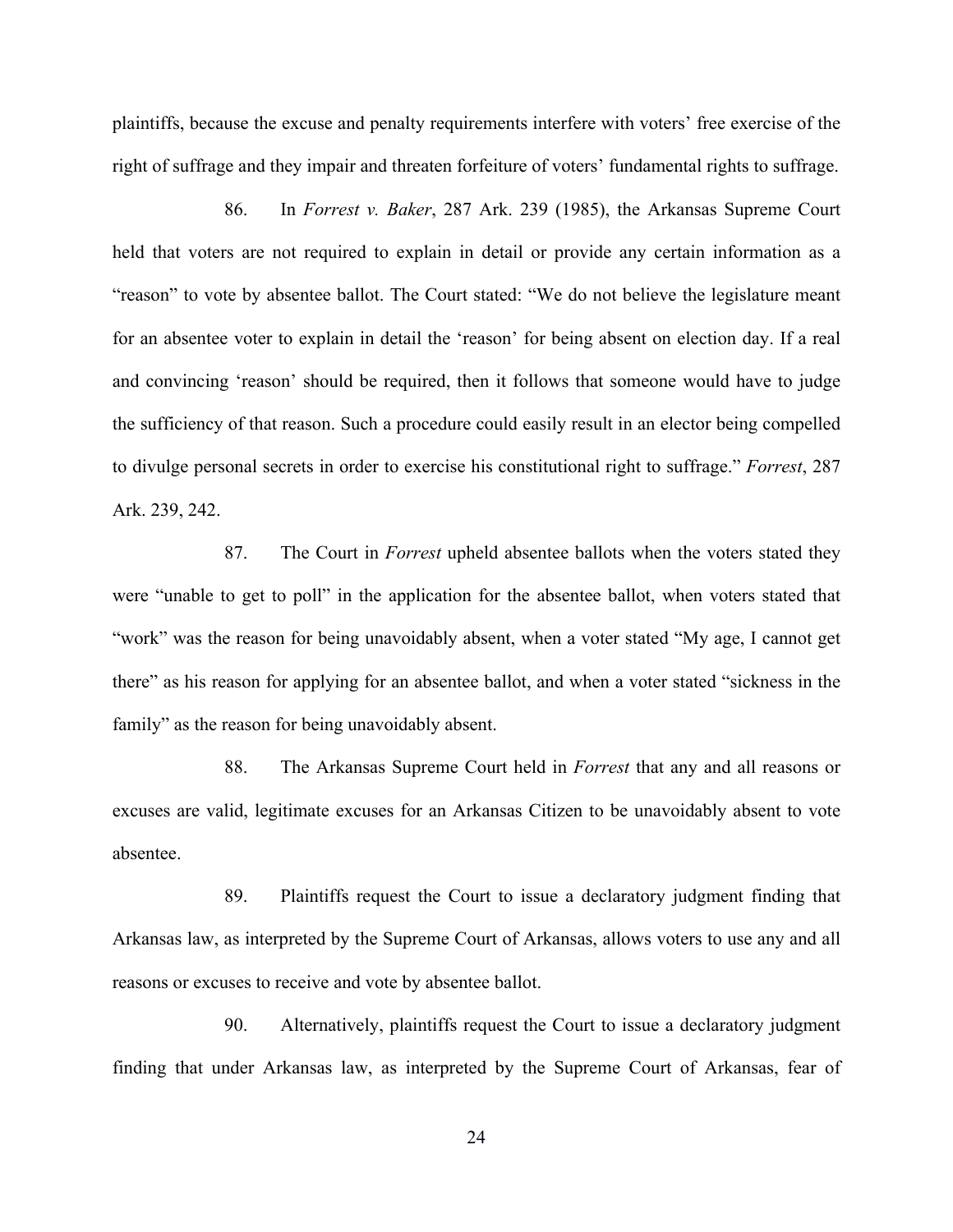plaintiffs, because the excuse and penalty requirements interfere with voters' free exercise of the right of suffrage and they impair and threaten forfeiture of voters' fundamental rights to suffrage.

86. In *Forrest v. Baker*, 287 Ark. 239 (1985), the Arkansas Supreme Court held that voters are not required to explain in detail or provide any certain information as a "reason" to vote by absentee ballot. The Court stated: "We do not believe the legislature meant for an absentee voter to explain in detail the 'reason' for being absent on election day. If a real and convincing 'reason' should be required, then it follows that someone would have to judge the sufficiency of that reason. Such a procedure could easily result in an elector being compelled to divulge personal secrets in order to exercise his constitutional right to suffrage." *Forrest*, 287 Ark. 239, 242.

87. The Court in *Forrest* upheld absentee ballots when the voters stated they were "unable to get to poll" in the application for the absentee ballot, when voters stated that "work" was the reason for being unavoidably absent, when a voter stated "My age, I cannot get there" as his reason for applying for an absentee ballot, and when a voter stated "sickness in the family" as the reason for being unavoidably absent.

88. The Arkansas Supreme Court held in *Forrest* that any and all reasons or excuses are valid, legitimate excuses for an Arkansas Citizen to be unavoidably absent to vote absentee.

89. Plaintiffs request the Court to issue a declaratory judgment finding that Arkansas law, as interpreted by the Supreme Court of Arkansas, allows voters to use any and all reasons or excuses to receive and vote by absentee ballot.

90. Alternatively, plaintiffs request the Court to issue a declaratory judgment finding that under Arkansas law, as interpreted by the Supreme Court of Arkansas, fear of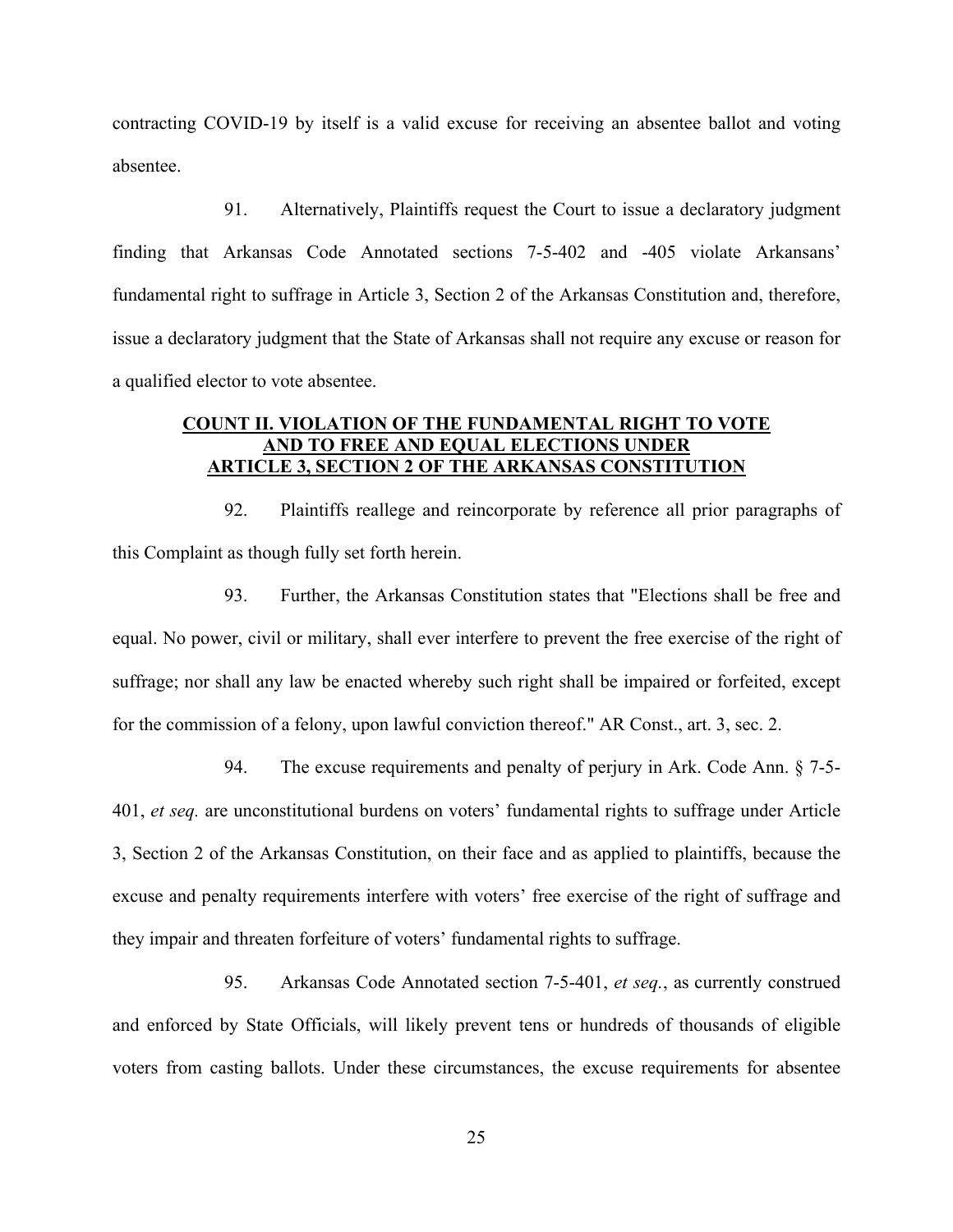contracting COVID-19 by itself is a valid excuse for receiving an absentee ballot and voting absentee.

91. Alternatively, Plaintiffs request the Court to issue a declaratory judgment finding that Arkansas Code Annotated sections 7-5-402 and -405 violate Arkansans' fundamental right to suffrage in Article 3, Section 2 of the Arkansas Constitution and, therefore, issue a declaratory judgment that the State of Arkansas shall not require any excuse or reason for a qualified elector to vote absentee.

## COUNT II. VIOLATION OF THE FUNDAMENTAL RIGHT TO VOTE AND TO FREE AND EQUAL ELECTIONS UNDER ARTICLE 3, SECTION 2 OF THE ARKANSAS CONSTITUTION

92. Plaintiffs reallege and reincorporate by reference all prior paragraphs of this Complaint as though fully set forth herein.

93. Further, the Arkansas Constitution states that "Elections shall be free and equal. No power, civil or military, shall ever interfere to prevent the free exercise of the right of suffrage; nor shall any law be enacted whereby such right shall be impaired or forfeited, except for the commission of a felony, upon lawful conviction thereof." AR Const., art. 3, sec. 2.

94. The excuse requirements and penalty of perjury in Ark. Code Ann. § 7-5-401, *et seq.* are unconstitutional burdens on voters' fundamental rights to suffrage under Article 3, Section 2 of the Arkansas Constitution, on their face and as applied to plaintiffs, because the excuse and penalty requirements interfere with voters' free exercise of the right of suffrage and they impair and threaten forfeiture of voters' fundamental rights to suffrage.

95. Arkansas Code Annotated section 7-5-401, *et seq.*, as currently construed and enforced by State Officials, will likely prevent tens or hundreds of thousands of eligible voters from casting ballots. Under these circumstances, the excuse requirements for absentee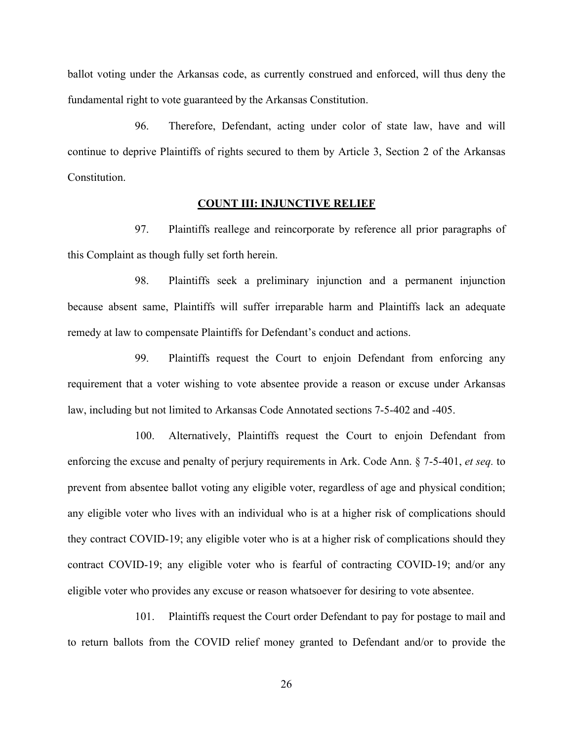ballot voting under the Arkansas code, as currently construed and enforced, will thus deny the fundamental right to vote guaranteed by the Arkansas Constitution.

96. Therefore, Defendant, acting under color of state law, have and will continue to deprive Plaintiffs of rights secured to them by Article 3, Section 2 of the Arkansas Constitution.

## COUNT III: INJUNCTIVE RELIEF

97. Plaintiffs reallege and reincorporate by reference all prior paragraphs of this Complaint as though fully set forth herein.

98. Plaintiffs seek a preliminary injunction and a permanent injunction because absent same, Plaintiffs will suffer irreparable harm and Plaintiffs lack an adequate remedy at law to compensate Plaintiffs for Defendant's conduct and actions.

99. Plaintiffs request the Court to enjoin Defendant from enforcing any requirement that a voter wishing to vote absentee provide a reason or excuse under Arkansas law, including but not limited to Arkansas Code Annotated sections 7-5-402 and -405.

100. Alternatively, Plaintiffs request the Court to enjoin Defendant from enforcing the excuse and penalty of perjury requirements in Ark. Code Ann. § 7-5-401, *et seq.* to prevent from absentee ballot voting any eligible voter, regardless of age and physical condition; any eligible voter who lives with an individual who is at a higher risk of complications should they contract COVID-19; any eligible voter who is at a higher risk of complications should they contract COVID-19; any eligible voter who is fearful of contracting COVID-19; and/or any eligible voter who provides any excuse or reason whatsoever for desiring to vote absentee.

101. Plaintiffs request the Court order Defendant to pay for postage to mail and to return ballots from the COVID relief money granted to Defendant and/or to provide the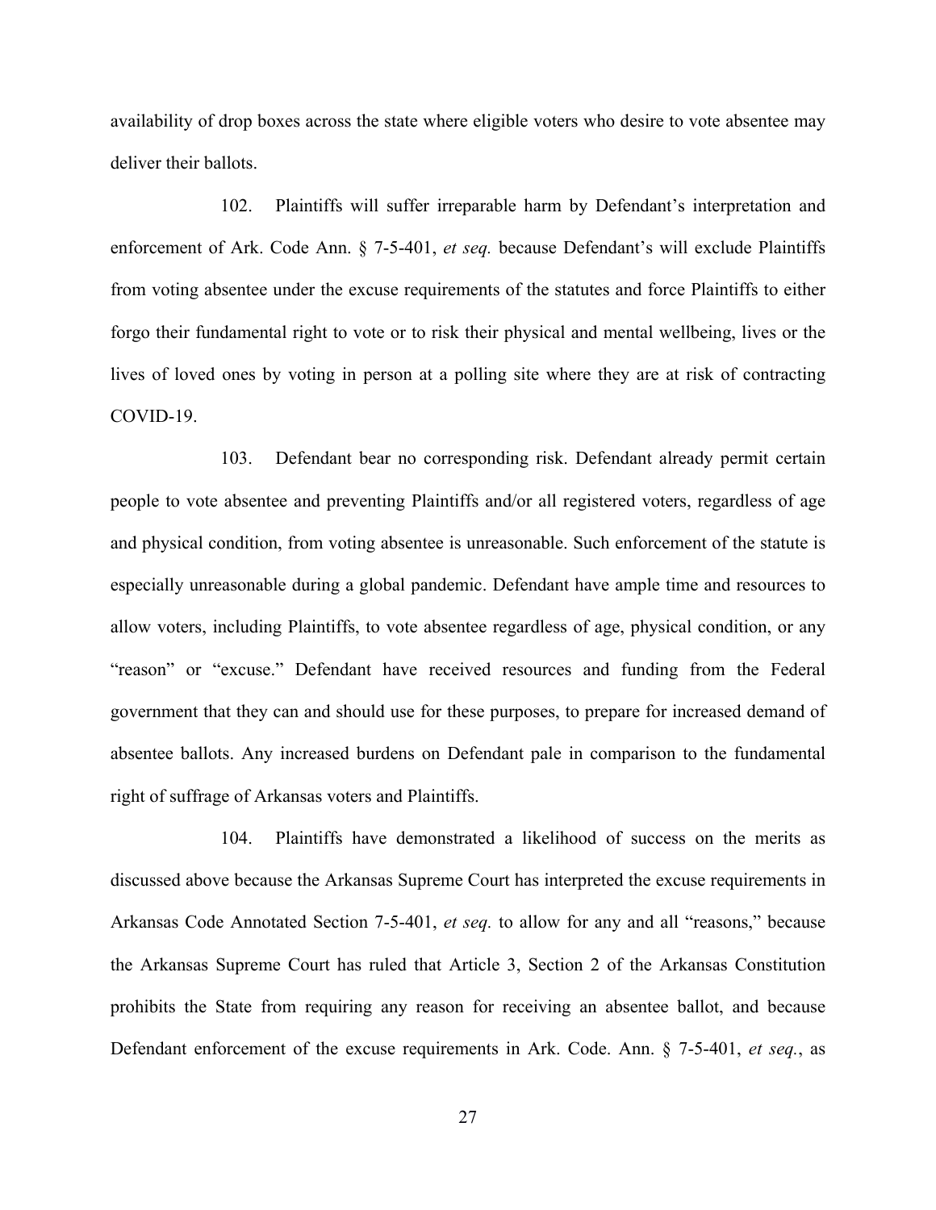availability of drop boxes across the state where eligible voters who desire to vote absentee may deliver their ballots.

102. Plaintiffs will suffer irreparable harm by Defendant's interpretation and enforcement of Ark. Code Ann. § 7-5-401, *et seq.* because Defendant's will exclude Plaintiffs from voting absentee under the excuse requirements of the statutes and force Plaintiffs to either forgo their fundamental right to vote or to risk their physical and mental wellbeing, lives or the lives of loved ones by voting in person at a polling site where they are at risk of contracting COVID-19.

103. Defendant bear no corresponding risk. Defendant already permit certain people to vote absentee and preventing Plaintiffs and/or all registered voters, regardless of age and physical condition, from voting absentee is unreasonable. Such enforcement of the statute is especially unreasonable during a global pandemic. Defendant have ample time and resources to allow voters, including Plaintiffs, to vote absentee regardless of age, physical condition, or any "reason" or "excuse." Defendant have received resources and funding from the Federal government that they can and should use for these purposes, to prepare for increased demand of absentee ballots. Any increased burdens on Defendant pale in comparison to the fundamental right of suffrage of Arkansas voters and Plaintiffs.

104. Plaintiffs have demonstrated a likelihood of success on the merits as discussed above because the Arkansas Supreme Court has interpreted the excuse requirements in Arkansas Code Annotated Section 7-5-401, *et seq.* to allow for any and all "reasons," because the Arkansas Supreme Court has ruled that Article 3, Section 2 of the Arkansas Constitution prohibits the State from requiring any reason for receiving an absentee ballot, and because Defendant enforcement of the excuse requirements in Ark. Code. Ann. § 7-5-401, *et seq.*, as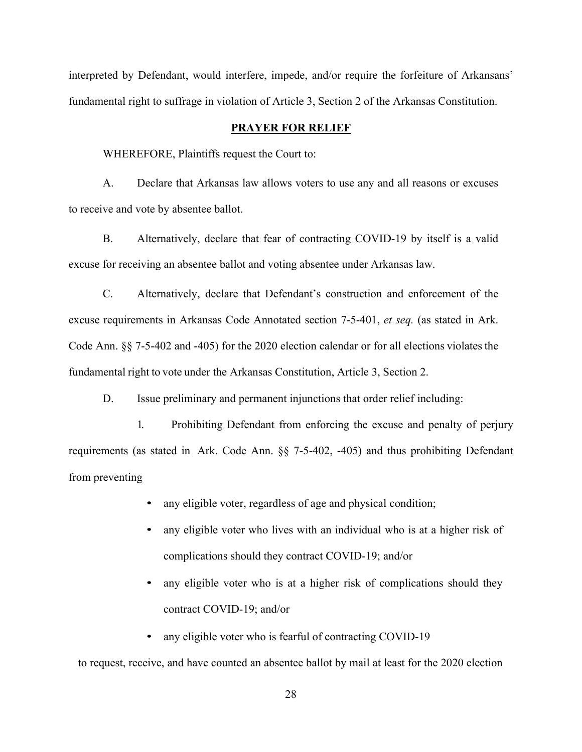interpreted by Defendant, would interfere, impede, and/or require the forfeiture of Arkansans' fundamental right to suffrage in violation of Article 3, Section 2 of the Arkansas Constitution.

## PRAYER FOR RELIEF

WHEREFORE, Plaintiffs request the Court to:

A. Declare that Arkansas law allows voters to use any and all reasons or excuses to receive and vote by absentee ballot.

B. Alternatively, declare that fear of contracting COVID-19 by itself is a valid excuse for receiving an absentee ballot and voting absentee under Arkansas law.

C. Alternatively, declare that Defendant's construction and enforcement of the excuse requirements in Arkansas Code Annotated section 7-5-401, *et seq.* (as stated in Ark. Code Ann. §§ 7-5-402 and -405) for the 2020 election calendar or for all elections violates the fundamental right to vote under the Arkansas Constitution, Article 3, Section 2.

D. Issue preliminary and permanent injunctions that order relief including:

1. Prohibiting Defendant from enforcing the excuse and penalty of perjury requirements (as stated in Ark. Code Ann. §§ 7-5-402, -405) and thus prohibiting Defendant from preventing

- any eligible voter, regardless of age and physical condition;
- any eligible voter who lives with an individual who is at a higher risk of complications should they contract COVID-19; and/or
- any eligible voter who is at a higher risk of complications should they contract COVID-19; and/or
- any eligible voter who is fearful of contracting COVID-19

to request, receive, and have counted an absentee ballot by mail at least for the 2020 election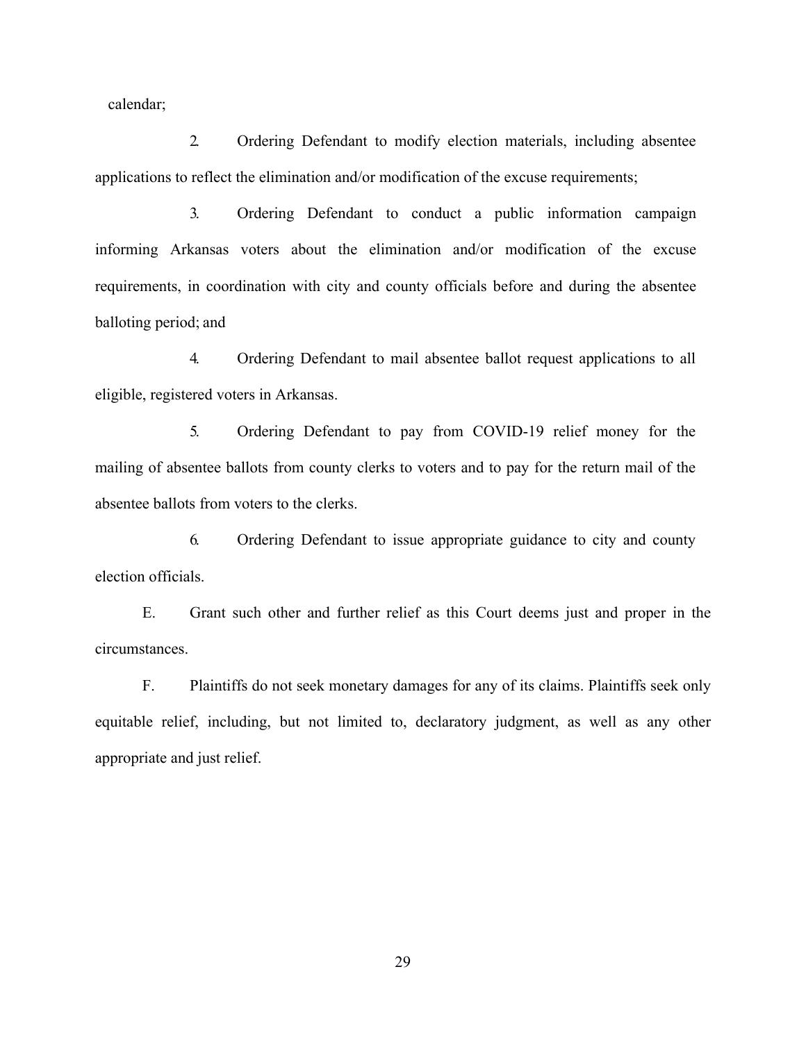calendar;

2. Ordering Defendant to modify election materials, including absentee applications to reflect the elimination and/or modification of the excuse requirements;

3. Ordering Defendant to conduct a public information campaign informing Arkansas voters about the elimination and/or modification of the excuse requirements, in coordination with city and county officials before and during the absentee balloting period; and

4. Ordering Defendant to mail absentee ballot request applications to all eligible, registered voters in Arkansas.

5. Ordering Defendant to pay from COVID-19 relief money for the mailing of absentee ballots from county clerks to voters and to pay for the return mail of the absentee ballots from voters to the clerks.

6. Ordering Defendant to issue appropriate guidance to city and county election officials.

E. Grant such other and further relief as this Court deems just and proper in the circumstances.

F. Plaintiffs do not seek monetary damages for any of its claims. Plaintiffs seek only equitable relief, including, but not limited to, declaratory judgment, as well as any other appropriate and just relief.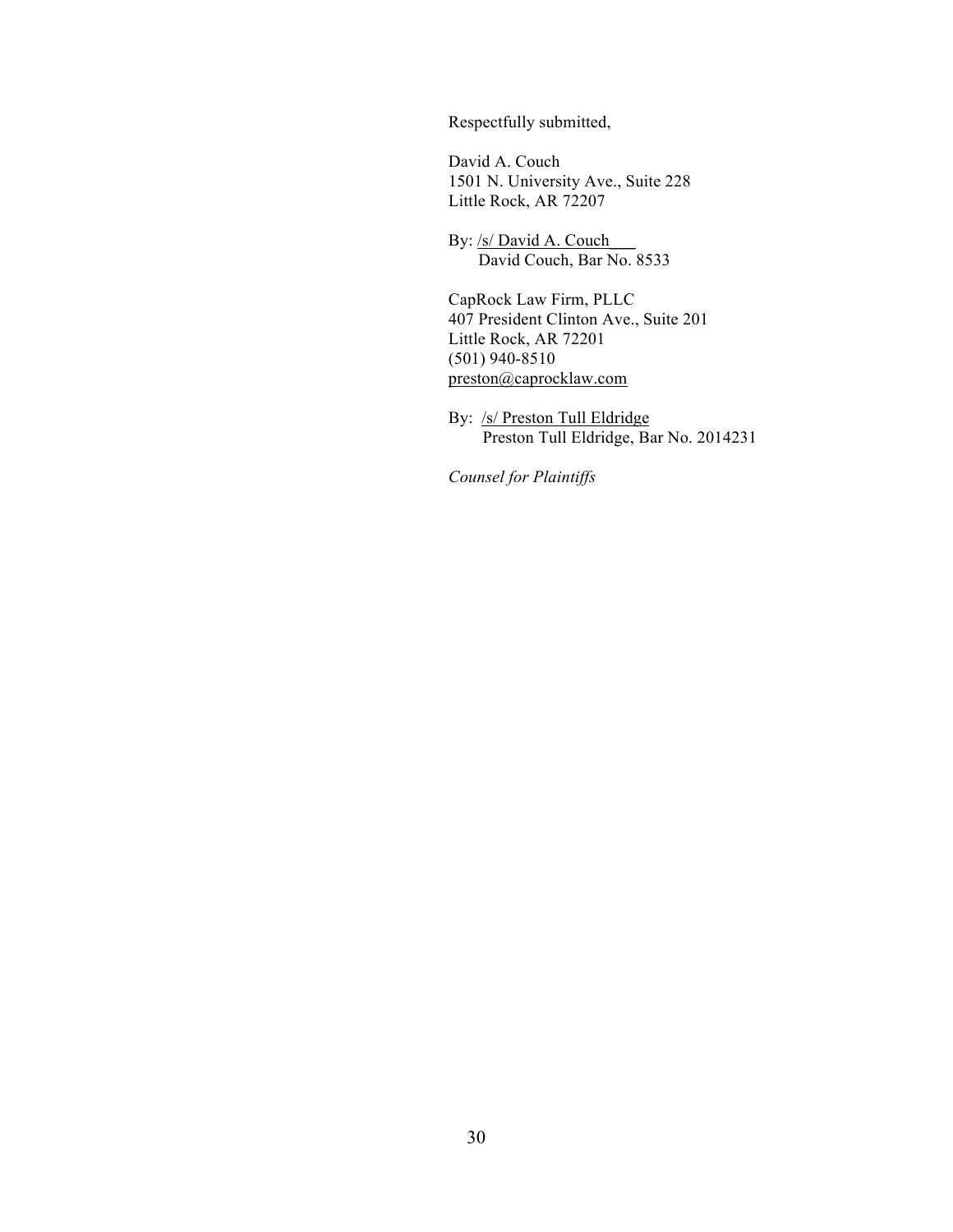Respectfully submitted,

David A. Couch
1501 N. University Ave., Suite 228
Little Rock, AR 72207

By: /s/ David A. Couch
David Couch, Bar No. 8533

CapRock Law Firm, PLLC
407 President Clinton Ave., Suite 201
Little Rock, AR 72201
(501) 940-8510
preston@caprocklaw.com

By: /s/ Preston Tull Eldridge
Preston Tull Eldridge, Bar No. 2014231

*Counsel for Plaintiffs*